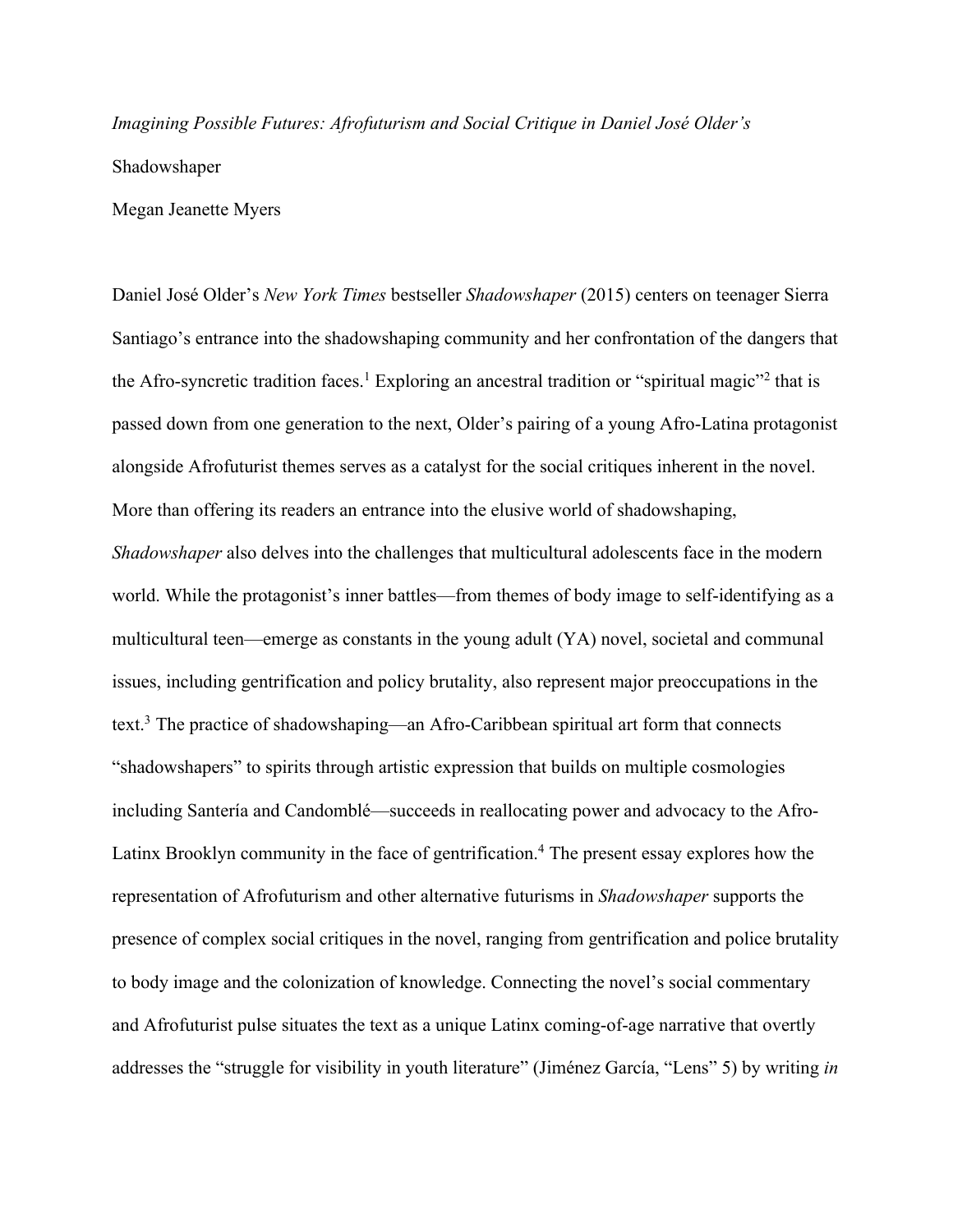*Imagining Possible Futures: Afrofuturism and Social Critique in Daniel José Older's* Shadowshaper

Megan Jeanette Myers

Daniel José Older's *New York Times* bestseller *Shadowshaper* (2015) centers on teenager Sierra Santiago's entrance into the shadowshaping community and her confrontation of the dangers that the Afro-syncretic tradition faces.[1] Exploring an ancestral tradition or "spiritual magic"[2] that is passed down from one generation to the next, Older's pairing of a young Afro-Latina protagonist alongside Afrofuturist themes serves as a catalyst for the social critiques inherent in the novel. More than offering its readers an entrance into the elusive world of shadowshaping, *Shadowshaper* also delves into the challenges that multicultural adolescents face in the modern world. While the protagonist's inner battles—from themes of body image to self-identifying as a multicultural teen—emerge as constants in the young adult (YA) novel, societal and communal issues, including gentrification and policy brutality, also represent major preoccupations in the text.[3] The practice of shadowshaping—an Afro-Caribbean spiritual art form that connects "shadowshapers" to spirits through artistic expression that builds on multiple cosmologies including Santería and Candomblé—succeeds in reallocating power and advocacy to the Afro-Latinx Brooklyn community in the face of gentrification.[4] The present essay explores how the representation of Afrofuturism and other alternative futurisms in *Shadowshaper* supports the presence of complex social critiques in the novel, ranging from gentrification and police brutality to body image and the colonization of knowledge. Connecting the novel's social commentary and Afrofuturist pulse situates the text as a unique Latinx coming-of-age narrative that overtly addresses the "struggle for visibility in youth literature" (Jiménez García, "Lens" 5) by writing *in*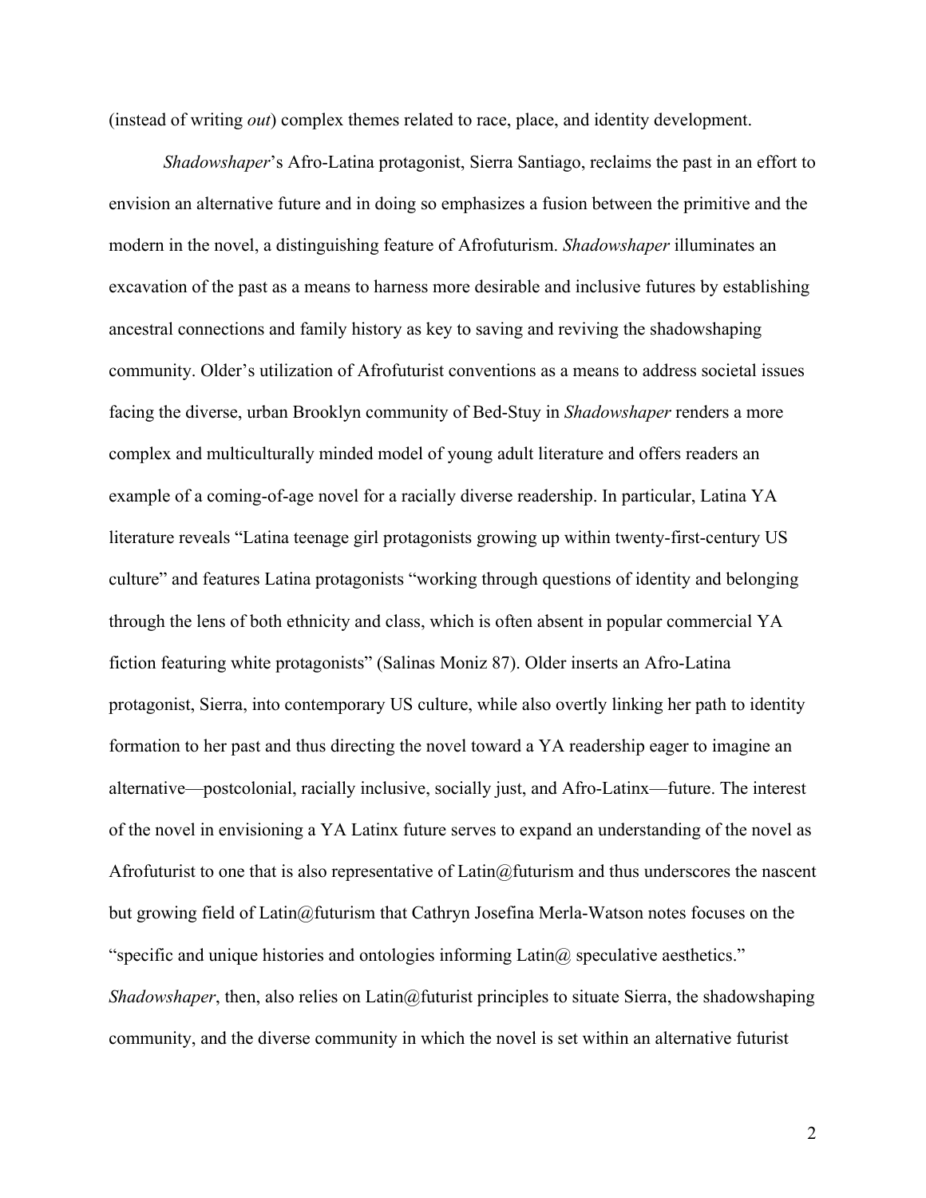(instead of writing *out*) complex themes related to race, place, and identity development.

*Shadowshaper*'s Afro-Latina protagonist, Sierra Santiago, reclaims the past in an effort to envision an alternative future and in doing so emphasizes a fusion between the primitive and the modern in the novel, a distinguishing feature of Afrofuturism. *Shadowshaper* illuminates an excavation of the past as a means to harness more desirable and inclusive futures by establishing ancestral connections and family history as key to saving and reviving the shadowshaping community. Older's utilization of Afrofuturist conventions as a means to address societal issues facing the diverse, urban Brooklyn community of Bed-Stuy in *Shadowshaper* renders a more complex and multiculturally minded model of young adult literature and offers readers an example of a coming-of-age novel for a racially diverse readership. In particular, Latina YA literature reveals "Latina teenage girl protagonists growing up within twenty-first-century US culture" and features Latina protagonists "working through questions of identity and belonging through the lens of both ethnicity and class, which is often absent in popular commercial YA fiction featuring white protagonists" (Salinas Moniz 87). Older inserts an Afro-Latina protagonist, Sierra, into contemporary US culture, while also overtly linking her path to identity formation to her past and thus directing the novel toward a YA readership eager to imagine an alternative—postcolonial, racially inclusive, socially just, and Afro-Latinx—future. The interest of the novel in envisioning a YA Latinx future serves to expand an understanding of the novel as Afrofuturist to one that is also representative of Latin@futurism and thus underscores the nascent but growing field of Latin@futurism that Cathryn Josefina Merla-Watson notes focuses on the "specific and unique histories and ontologies informing Latin@ speculative aesthetics." *Shadowshaper*, then, also relies on Latin@futurist principles to situate Sierra, the shadowshaping community, and the diverse community in which the novel is set within an alternative futurist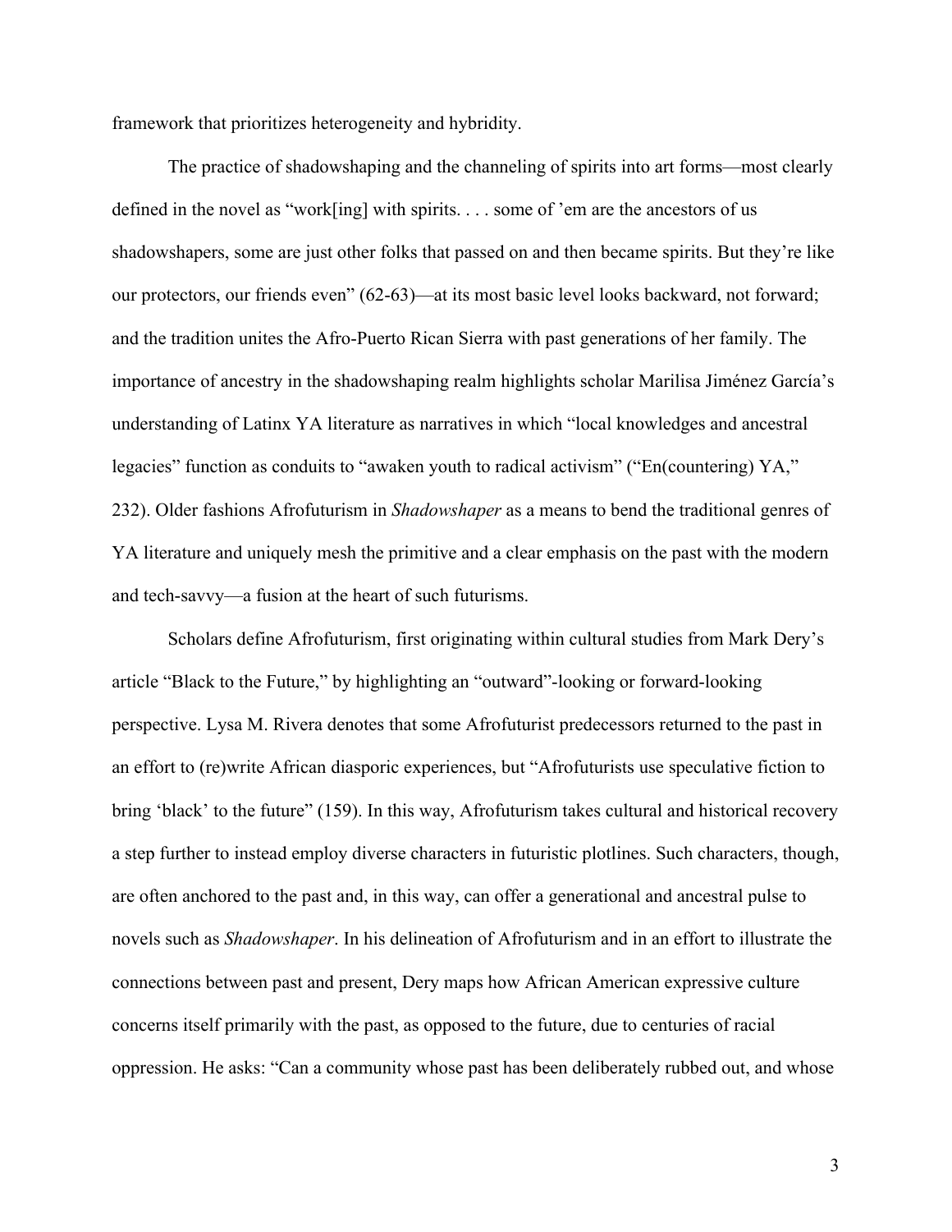framework that prioritizes heterogeneity and hybridity.

The practice of shadowshaping and the channeling of spirits into art forms—most clearly defined in the novel as "work[ing] with spirits. . . . some of 'em are the ancestors of us shadowshapers, some are just other folks that passed on and then became spirits. But they're like our protectors, our friends even" (62-63)—at its most basic level looks backward, not forward; and the tradition unites the Afro-Puerto Rican Sierra with past generations of her family. The importance of ancestry in the shadowshaping realm highlights scholar Marilisa Jiménez García's understanding of Latinx YA literature as narratives in which "local knowledges and ancestral legacies" function as conduits to "awaken youth to radical activism" ("En(countering) YA," 232). Older fashions Afrofuturism in *Shadowshaper* as a means to bend the traditional genres of YA literature and uniquely mesh the primitive and a clear emphasis on the past with the modern and tech-savvy—a fusion at the heart of such futurisms.

Scholars define Afrofuturism, first originating within cultural studies from Mark Dery's article "Black to the Future," by highlighting an "outward"-looking or forward-looking perspective. Lysa M. Rivera denotes that some Afrofuturist predecessors returned to the past in an effort to (re)write African diasporic experiences, but "Afrofuturists use speculative fiction to bring 'black' to the future" (159). In this way, Afrofuturism takes cultural and historical recovery a step further to instead employ diverse characters in futuristic plotlines. Such characters, though, are often anchored to the past and, in this way, can offer a generational and ancestral pulse to novels such as *Shadowshaper*. In his delineation of Afrofuturism and in an effort to illustrate the connections between past and present, Dery maps how African American expressive culture concerns itself primarily with the past, as opposed to the future, due to centuries of racial oppression. He asks: "Can a community whose past has been deliberately rubbed out, and whose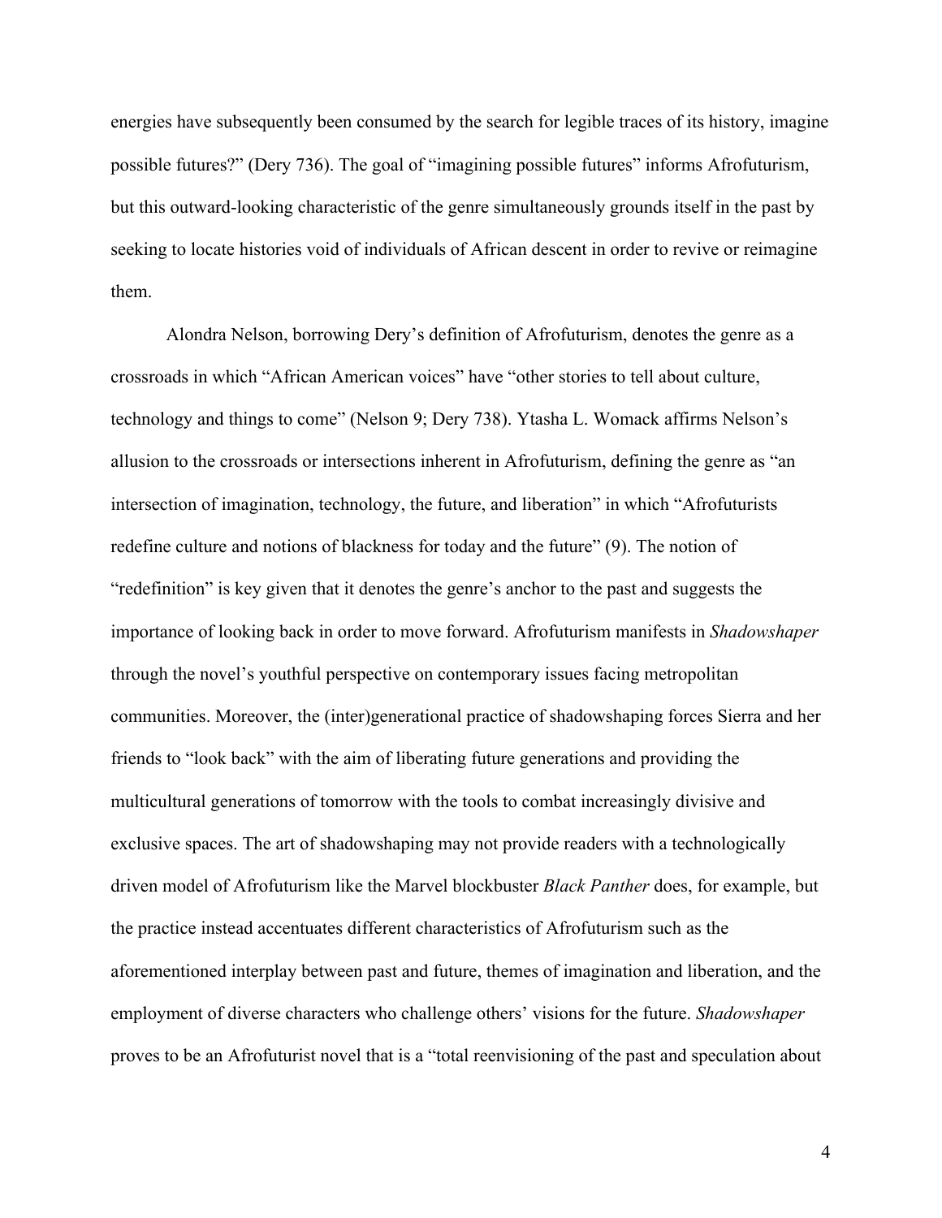energies have subsequently been consumed by the search for legible traces of its history, imagine possible futures?" (Dery 736). The goal of "imagining possible futures" informs Afrofuturism, but this outward-looking characteristic of the genre simultaneously grounds itself in the past by seeking to locate histories void of individuals of African descent in order to revive or reimagine them.

Alondra Nelson, borrowing Dery's definition of Afrofuturism, denotes the genre as a crossroads in which "African American voices" have "other stories to tell about culture, technology and things to come" (Nelson 9; Dery 738). Ytasha L. Womack affirms Nelson's allusion to the crossroads or intersections inherent in Afrofuturism, defining the genre as "an intersection of imagination, technology, the future, and liberation" in which "Afrofuturists redefine culture and notions of blackness for today and the future" (9). The notion of "redefinition" is key given that it denotes the genre's anchor to the past and suggests the importance of looking back in order to move forward. Afrofuturism manifests in *Shadowshaper* through the novel's youthful perspective on contemporary issues facing metropolitan communities. Moreover, the (inter)generational practice of shadowshaping forces Sierra and her friends to "look back" with the aim of liberating future generations and providing the multicultural generations of tomorrow with the tools to combat increasingly divisive and exclusive spaces. The art of shadowshaping may not provide readers with a technologically driven model of Afrofuturism like the Marvel blockbuster *Black Panther* does, for example, but the practice instead accentuates different characteristics of Afrofuturism such as the aforementioned interplay between past and future, themes of imagination and liberation, and the employment of diverse characters who challenge others' visions for the future. *Shadowshaper* proves to be an Afrofuturist novel that is a "total reenvisioning of the past and speculation about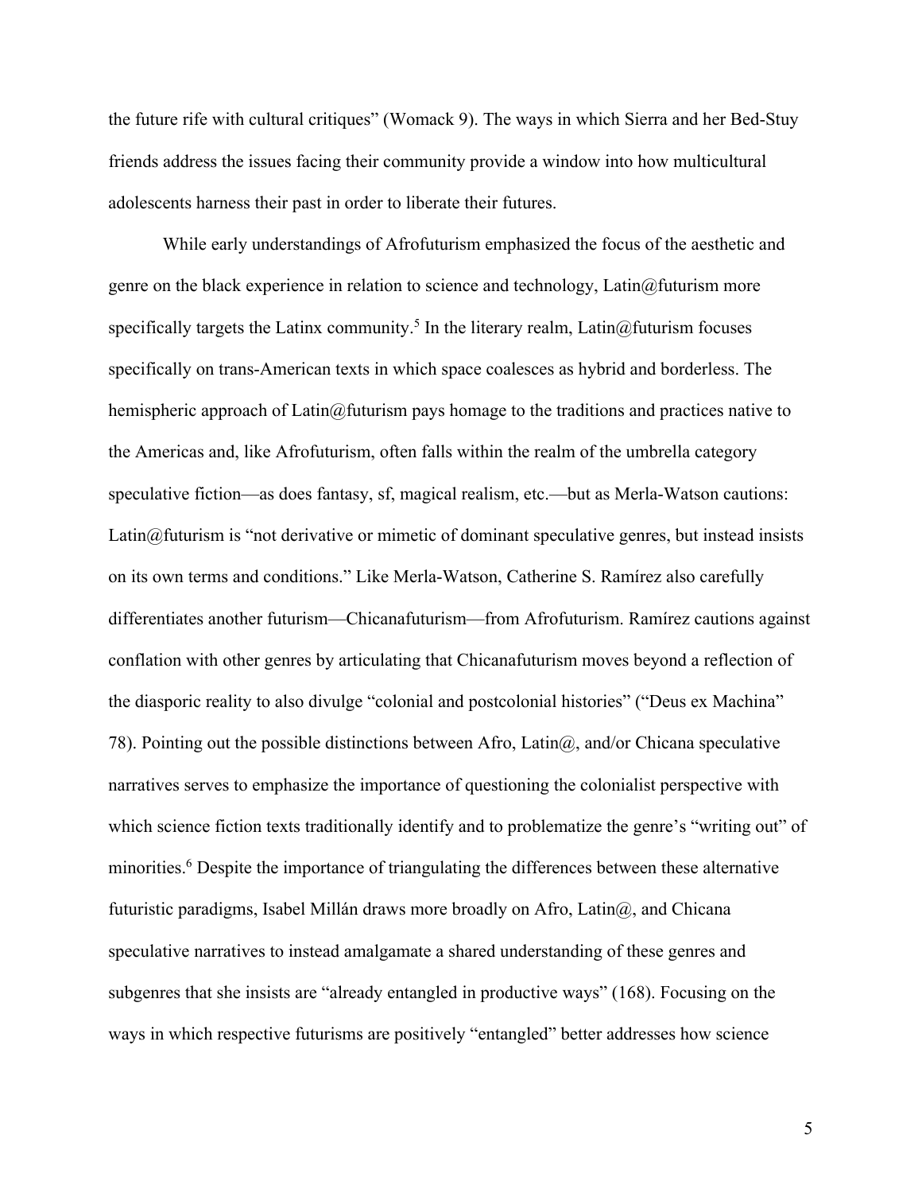the future rife with cultural critiques" (Womack 9). The ways in which Sierra and her Bed-Stuy friends address the issues facing their community provide a window into how multicultural adolescents harness their past in order to liberate their futures.

While early understandings of Afrofuturism emphasized the focus of the aesthetic and genre on the black experience in relation to science and technology, Latin@futurism more specifically targets the Latinx community.[5] In the literary realm, Latin@futurism focuses specifically on trans-American texts in which space coalesces as hybrid and borderless. The hemispheric approach of Latin@futurism pays homage to the traditions and practices native to the Americas and, like Afrofuturism, often falls within the realm of the umbrella category speculative fiction—as does fantasy, sf, magical realism, etc.—but as Merla-Watson cautions: Latin@futurism is "not derivative or mimetic of dominant speculative genres, but instead insists on its own terms and conditions." Like Merla-Watson, Catherine S. Ramírez also carefully differentiates another futurism—Chicanafuturism—from Afrofuturism. Ramírez cautions against conflation with other genres by articulating that Chicanafuturism moves beyond a reflection of the diasporic reality to also divulge "colonial and postcolonial histories" ("Deus ex Machina" 78). Pointing out the possible distinctions between Afro, Latin@, and/or Chicana speculative narratives serves to emphasize the importance of questioning the colonialist perspective with which science fiction texts traditionally identify and to problematize the genre's "writing out" of minorities.[6] Despite the importance of triangulating the differences between these alternative futuristic paradigms, Isabel Millán draws more broadly on Afro, Latin@, and Chicana speculative narratives to instead amalgamate a shared understanding of these genres and subgenres that she insists are "already entangled in productive ways" (168). Focusing on the ways in which respective futurisms are positively "entangled" better addresses how science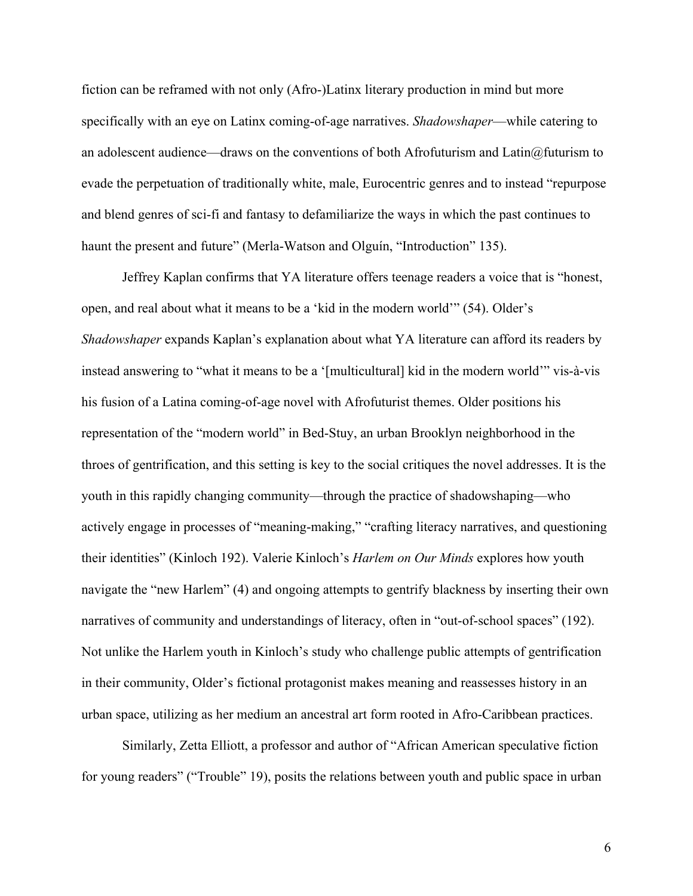fiction can be reframed with not only (Afro-)Latinx literary production in mind but more specifically with an eye on Latinx coming-of-age narratives. *Shadowshaper*—while catering to an adolescent audience—draws on the conventions of both Afrofuturism and Latin@futurism to evade the perpetuation of traditionally white, male, Eurocentric genres and to instead "repurpose and blend genres of sci-fi and fantasy to defamiliarize the ways in which the past continues to haunt the present and future" (Merla-Watson and Olguín, "Introduction" 135).

Jeffrey Kaplan confirms that YA literature offers teenage readers a voice that is "honest, open, and real about what it means to be a 'kid in the modern world'" (54). Older's *Shadowshaper* expands Kaplan's explanation about what YA literature can afford its readers by instead answering to "what it means to be a '[multicultural] kid in the modern world'" vis-à-vis his fusion of a Latina coming-of-age novel with Afrofuturist themes. Older positions his representation of the "modern world" in Bed-Stuy, an urban Brooklyn neighborhood in the throes of gentrification, and this setting is key to the social critiques the novel addresses. It is the youth in this rapidly changing community—through the practice of shadowshaping—who actively engage in processes of "meaning-making," "crafting literacy narratives, and questioning their identities" (Kinloch 192). Valerie Kinloch's *Harlem on Our Minds* explores how youth navigate the "new Harlem" (4) and ongoing attempts to gentrify blackness by inserting their own narratives of community and understandings of literacy, often in "out-of-school spaces" (192). Not unlike the Harlem youth in Kinloch's study who challenge public attempts of gentrification in their community, Older's fictional protagonist makes meaning and reassesses history in an urban space, utilizing as her medium an ancestral art form rooted in Afro-Caribbean practices.

Similarly, Zetta Elliott, a professor and author of "African American speculative fiction for young readers" ("Trouble" 19), posits the relations between youth and public space in urban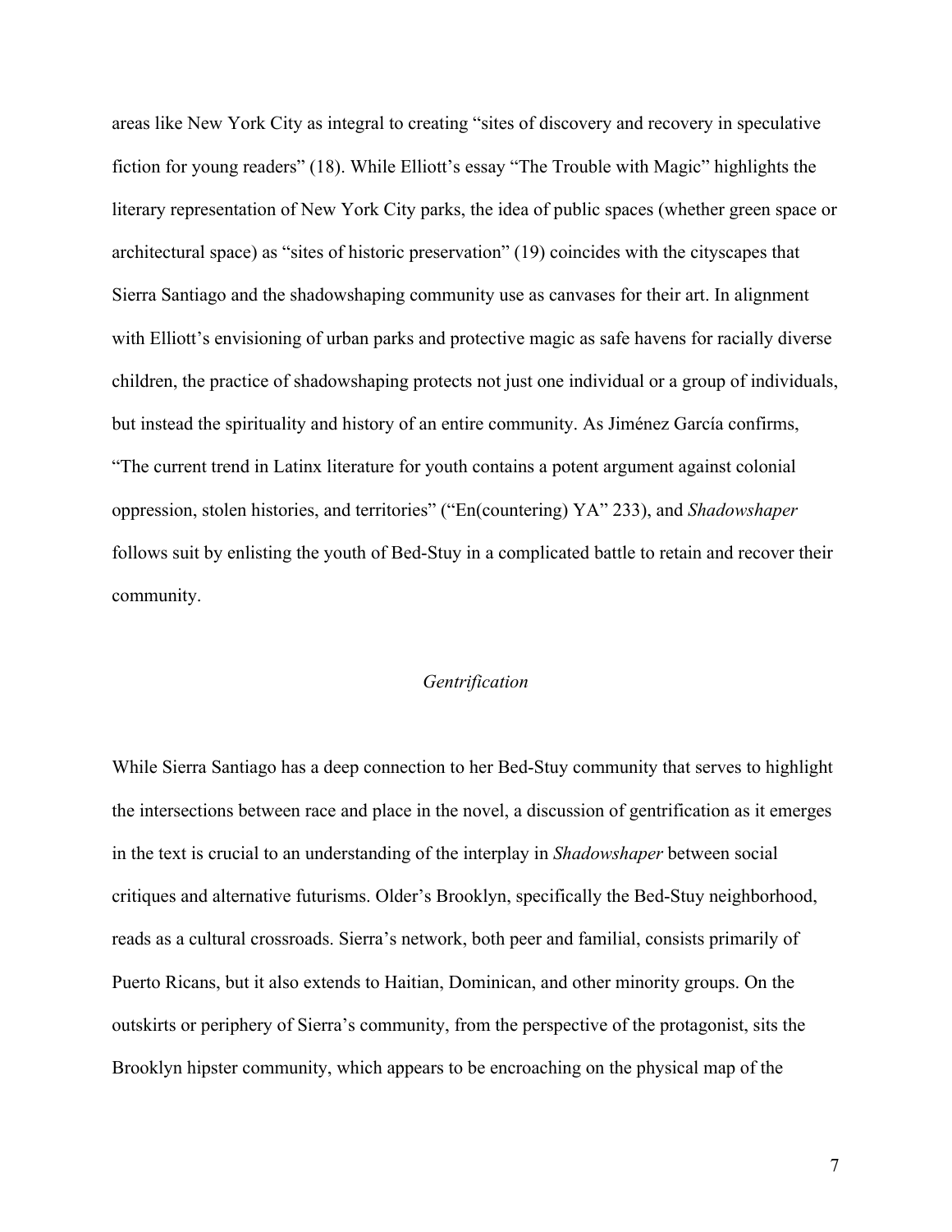areas like New York City as integral to creating "sites of discovery and recovery in speculative fiction for young readers" (18). While Elliott's essay "The Trouble with Magic" highlights the literary representation of New York City parks, the idea of public spaces (whether green space or architectural space) as "sites of historic preservation" (19) coincides with the cityscapes that Sierra Santiago and the shadowshaping community use as canvases for their art. In alignment with Elliott's envisioning of urban parks and protective magic as safe havens for racially diverse children, the practice of shadowshaping protects not just one individual or a group of individuals, but instead the spirituality and history of an entire community. As Jiménez García confirms, "The current trend in Latinx literature for youth contains a potent argument against colonial oppression, stolen histories, and territories" ("En(countering) YA" 233), and *Shadowshaper* follows suit by enlisting the youth of Bed-Stuy in a complicated battle to retain and recover their community.

## *Gentrification*

While Sierra Santiago has a deep connection to her Bed-Stuy community that serves to highlight the intersections between race and place in the novel, a discussion of gentrification as it emerges in the text is crucial to an understanding of the interplay in *Shadowshaper* between social critiques and alternative futurisms. Older's Brooklyn, specifically the Bed-Stuy neighborhood, reads as a cultural crossroads. Sierra's network, both peer and familial, consists primarily of Puerto Ricans, but it also extends to Haitian, Dominican, and other minority groups. On the outskirts or periphery of Sierra's community, from the perspective of the protagonist, sits the Brooklyn hipster community, which appears to be encroaching on the physical map of the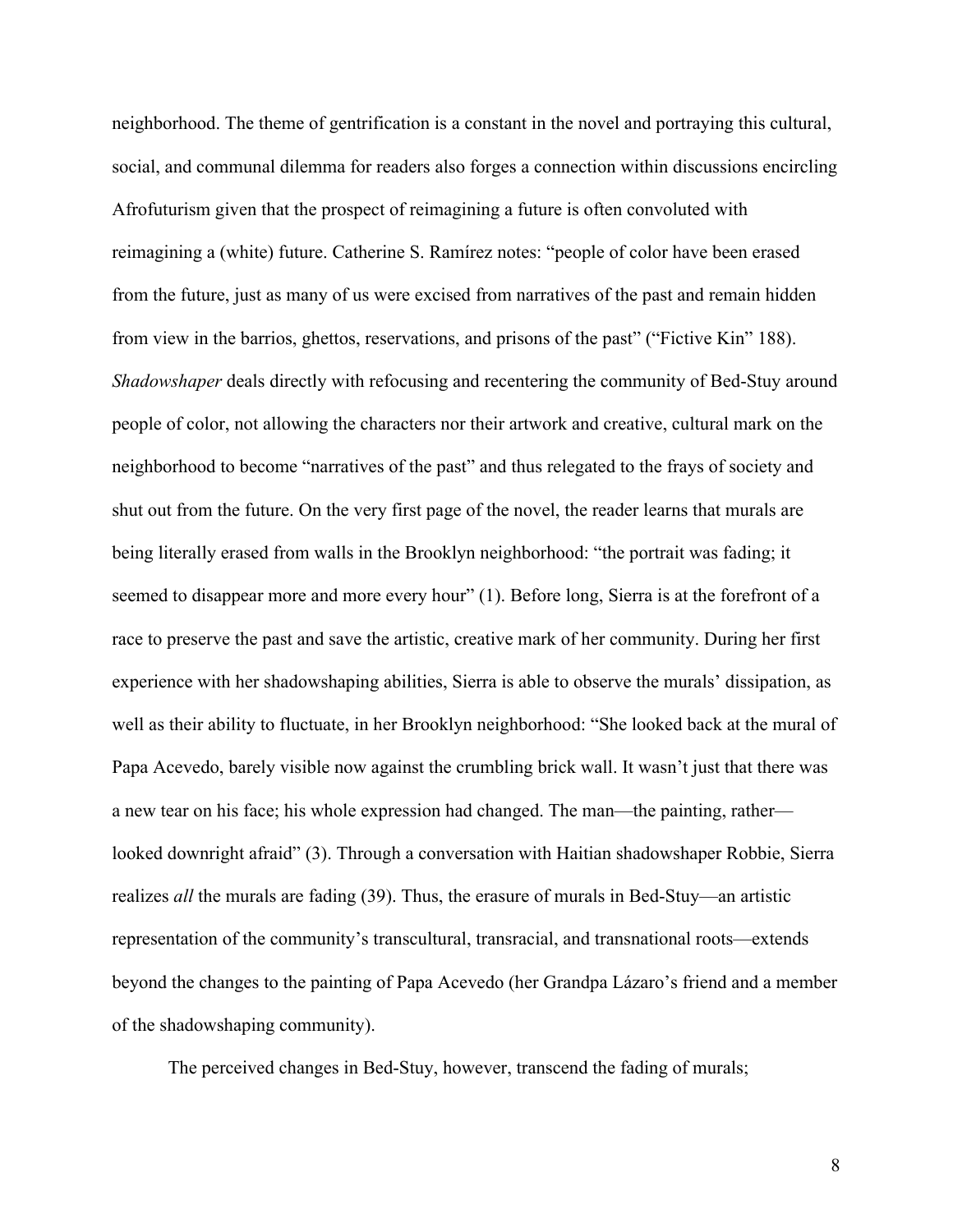neighborhood. The theme of gentrification is a constant in the novel and portraying this cultural, social, and communal dilemma for readers also forges a connection within discussions encircling Afrofuturism given that the prospect of reimagining a future is often convoluted with reimagining a (white) future. Catherine S. Ramírez notes: "people of color have been erased from the future, just as many of us were excised from narratives of the past and remain hidden from view in the barrios, ghettos, reservations, and prisons of the past" ("Fictive Kin" 188). *Shadowshaper* deals directly with refocusing and recentering the community of Bed-Stuy around people of color, not allowing the characters nor their artwork and creative, cultural mark on the neighborhood to become "narratives of the past" and thus relegated to the frays of society and shut out from the future. On the very first page of the novel, the reader learns that murals are being literally erased from walls in the Brooklyn neighborhood: "the portrait was fading; it seemed to disappear more and more every hour" (1). Before long, Sierra is at the forefront of a race to preserve the past and save the artistic, creative mark of her community. During her first experience with her shadowshaping abilities, Sierra is able to observe the murals' dissipation, as well as their ability to fluctuate, in her Brooklyn neighborhood: "She looked back at the mural of Papa Acevedo, barely visible now against the crumbling brick wall. It wasn't just that there was a new tear on his face; his whole expression had changed. The man—the painting, rather—looked downright afraid" (3). Through a conversation with Haitian shadowshaper Robbie, Sierra realizes *all* the murals are fading (39). Thus, the erasure of murals in Bed-Stuy—an artistic representation of the community's transcultural, transracial, and transnational roots—extends beyond the changes to the painting of Papa Acevedo (her Grandpa Lázaro's friend and a member of the shadowshaping community).

The perceived changes in Bed-Stuy, however, transcend the fading of murals;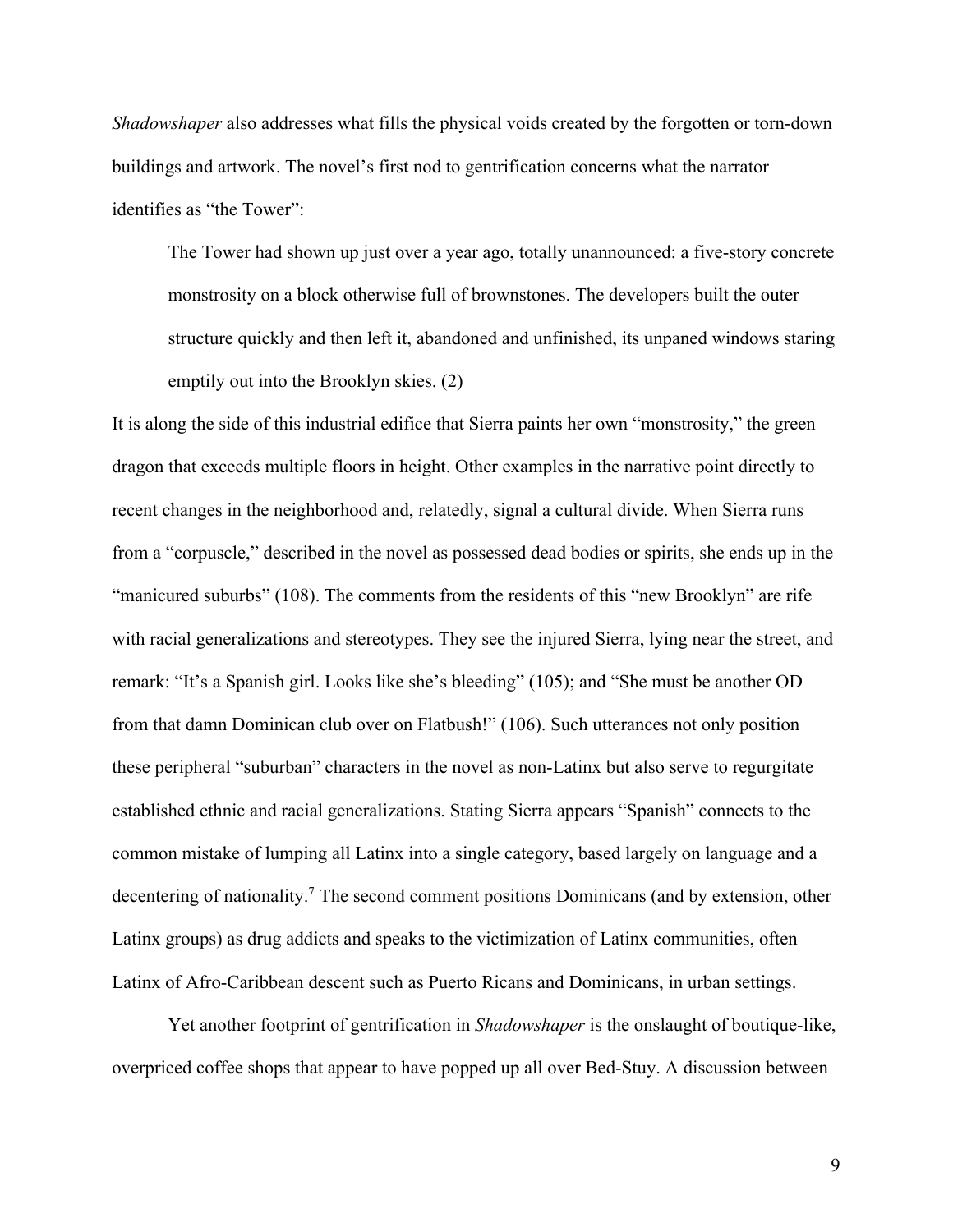*Shadowshaper* also addresses what fills the physical voids created by the forgotten or torn-down buildings and artwork. The novel's first nod to gentrification concerns what the narrator identifies as "the Tower":

> The Tower had shown up just over a year ago, totally unannounced: a five-story concrete monstrosity on a block otherwise full of brownstones. The developers built the outer structure quickly and then left it, abandoned and unfinished, its unpaned windows staring emptily out into the Brooklyn skies. (2)

It is along the side of this industrial edifice that Sierra paints her own "monstrosity," the green dragon that exceeds multiple floors in height. Other examples in the narrative point directly to recent changes in the neighborhood and, relatedly, signal a cultural divide. When Sierra runs from a "corpuscle," described in the novel as possessed dead bodies or spirits, she ends up in the "manicured suburbs" (108). The comments from the residents of this "new Brooklyn" are rife with racial generalizations and stereotypes. They see the injured Sierra, lying near the street, and remark: "It's a Spanish girl. Looks like she's bleeding" (105); and "She must be another OD from that damn Dominican club over on Flatbush!" (106). Such utterances not only position these peripheral "suburban" characters in the novel as non-Latinx but also serve to regurgitate established ethnic and racial generalizations. Stating Sierra appears "Spanish" connects to the common mistake of lumping all Latinx into a single category, based largely on language and a decentering of nationality.[7] The second comment positions Dominicans (and by extension, other Latinx groups) as drug addicts and speaks to the victimization of Latinx communities, often Latinx of Afro-Caribbean descent such as Puerto Ricans and Dominicans, in urban settings.

Yet another footprint of gentrification in *Shadowshaper* is the onslaught of boutique-like, overpriced coffee shops that appear to have popped up all over Bed-Stuy. A discussion between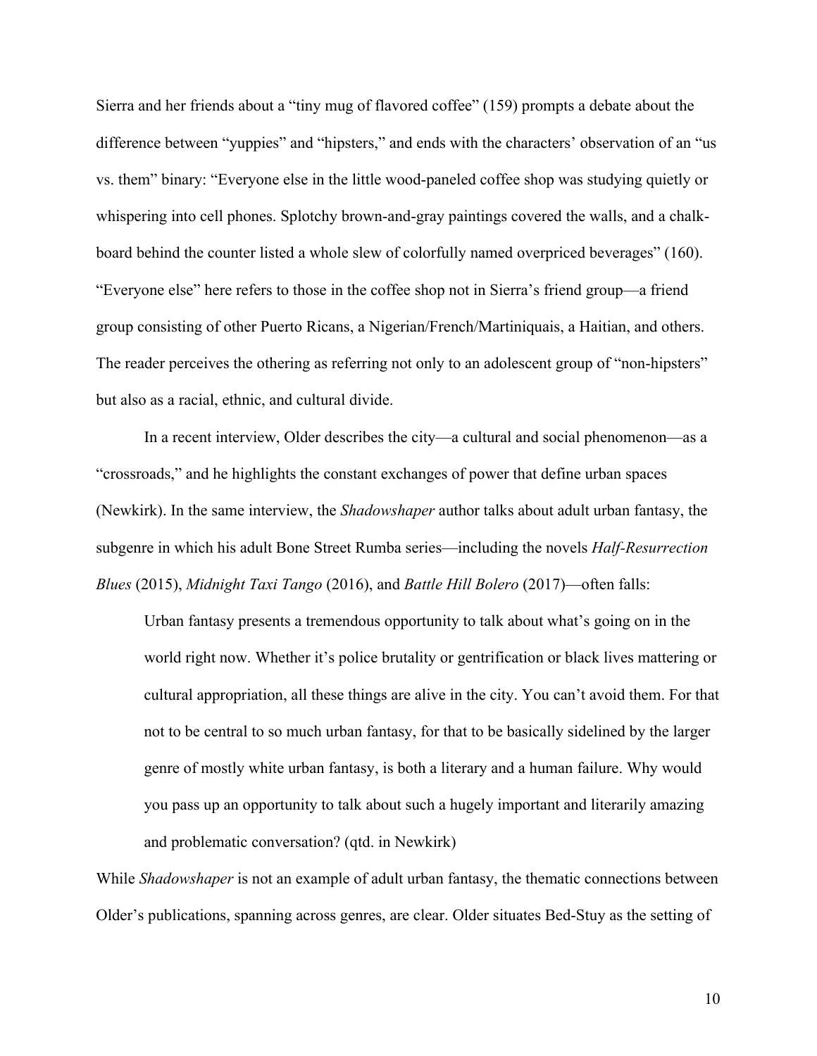Sierra and her friends about a "tiny mug of flavored coffee" (159) prompts a debate about the difference between "yuppies" and "hipsters," and ends with the characters' observation of an "us vs. them" binary: "Everyone else in the little wood-paneled coffee shop was studying quietly or whispering into cell phones. Splotchy brown-and-gray paintings covered the walls, and a chalk-board behind the counter listed a whole slew of colorfully named overpriced beverages" (160). "Everyone else" here refers to those in the coffee shop not in Sierra's friend group—a friend group consisting of other Puerto Ricans, a Nigerian/French/Martiniquais, a Haitian, and others. The reader perceives the othering as referring not only to an adolescent group of "non-hipsters" but also as a racial, ethnic, and cultural divide.

In a recent interview, Older describes the city—a cultural and social phenomenon—as a "crossroads," and he highlights the constant exchanges of power that define urban spaces (Newkirk). In the same interview, the *Shadowshaper* author talks about adult urban fantasy, the subgenre in which his adult Bone Street Rumba series—including the novels *Half-Resurrection Blues* (2015), *Midnight Taxi Tango* (2016), and *Battle Hill Bolero* (2017)—often falls:

> Urban fantasy presents a tremendous opportunity to talk about what's going on in the world right now. Whether it's police brutality or gentrification or black lives mattering or cultural appropriation, all these things are alive in the city. You can't avoid them. For that not to be central to so much urban fantasy, for that to be basically sidelined by the larger genre of mostly white urban fantasy, is both a literary and a human failure. Why would you pass up an opportunity to talk about such a hugely important and literarily amazing and problematic conversation? (qtd. in Newkirk)

While *Shadowshaper* is not an example of adult urban fantasy, the thematic connections between Older's publications, spanning across genres, are clear. Older situates Bed-Stuy as the setting of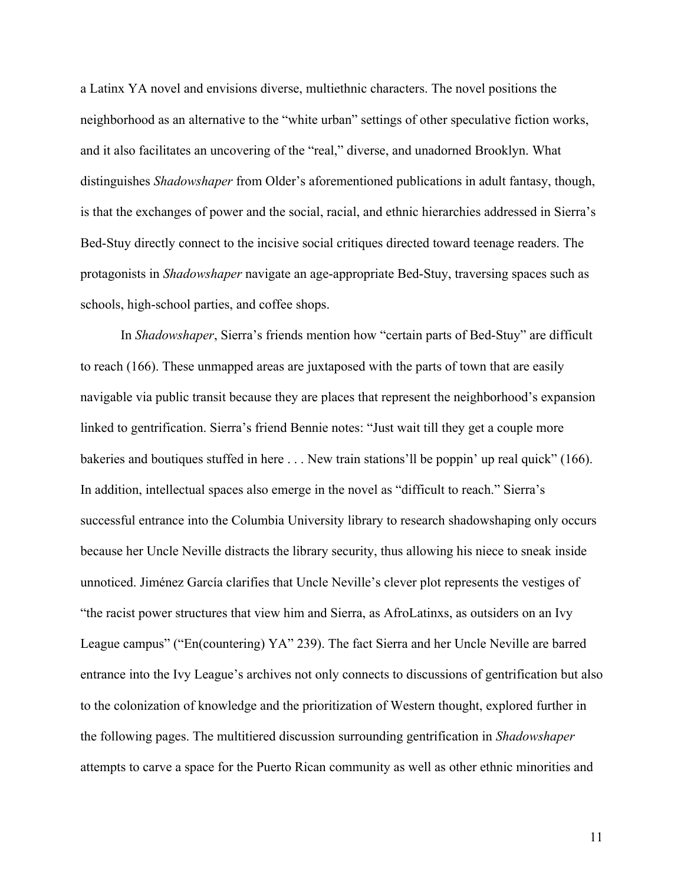a Latinx YA novel and envisions diverse, multiethnic characters. The novel positions the neighborhood as an alternative to the "white urban" settings of other speculative fiction works, and it also facilitates an uncovering of the "real," diverse, and unadorned Brooklyn. What distinguishes *Shadowshaper* from Older's aforementioned publications in adult fantasy, though, is that the exchanges of power and the social, racial, and ethnic hierarchies addressed in Sierra's Bed-Stuy directly connect to the incisive social critiques directed toward teenage readers. The protagonists in *Shadowshaper* navigate an age-appropriate Bed-Stuy, traversing spaces such as schools, high-school parties, and coffee shops.

In *Shadowshaper*, Sierra's friends mention how "certain parts of Bed-Stuy" are difficult to reach (166). These unmapped areas are juxtaposed with the parts of town that are easily navigable via public transit because they are places that represent the neighborhood's expansion linked to gentrification. Sierra's friend Bennie notes: "Just wait till they get a couple more bakeries and boutiques stuffed in here . . . New train stations'll be poppin' up real quick" (166). In addition, intellectual spaces also emerge in the novel as "difficult to reach." Sierra's successful entrance into the Columbia University library to research shadowshaping only occurs because her Uncle Neville distracts the library security, thus allowing his niece to sneak inside unnoticed. Jiménez García clarifies that Uncle Neville's clever plot represents the vestiges of "the racist power structures that view him and Sierra, as AfroLatinxs, as outsiders on an Ivy League campus" ("En(countering) YA" 239). The fact Sierra and her Uncle Neville are barred entrance into the Ivy League's archives not only connects to discussions of gentrification but also to the colonization of knowledge and the prioritization of Western thought, explored further in the following pages. The multitiered discussion surrounding gentrification in *Shadowshaper* attempts to carve a space for the Puerto Rican community as well as other ethnic minorities and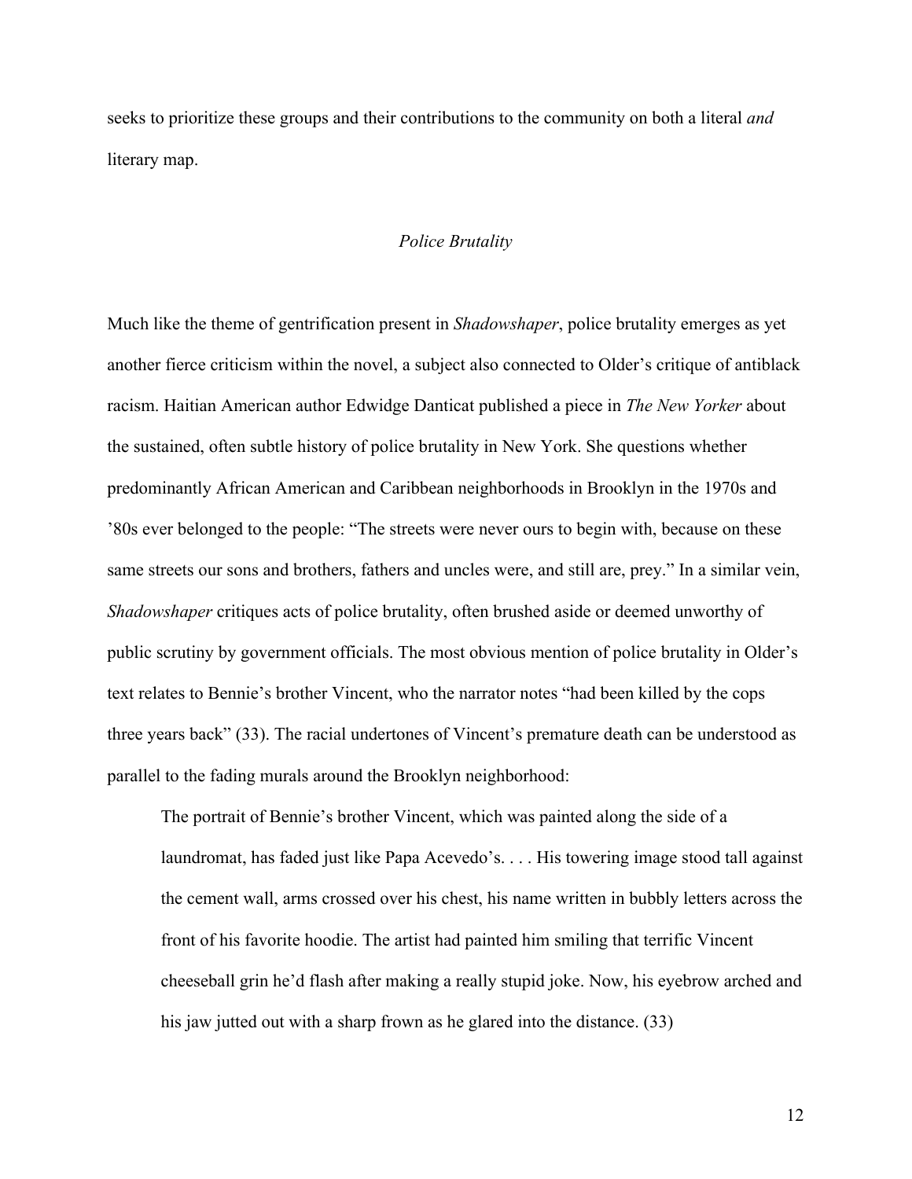seeks to prioritize these groups and their contributions to the community on both a literal *and* literary map.

## *Police Brutality*

Much like the theme of gentrification present in *Shadowshaper*, police brutality emerges as yet another fierce criticism within the novel, a subject also connected to Older's critique of antiblack racism. Haitian American author Edwidge Danticat published a piece in *The New Yorker* about the sustained, often subtle history of police brutality in New York. She questions whether predominantly African American and Caribbean neighborhoods in Brooklyn in the 1970s and '80s ever belonged to the people: "The streets were never ours to begin with, because on these same streets our sons and brothers, fathers and uncles were, and still are, prey." In a similar vein, *Shadowshaper* critiques acts of police brutality, often brushed aside or deemed unworthy of public scrutiny by government officials. The most obvious mention of police brutality in Older's text relates to Bennie's brother Vincent, who the narrator notes "had been killed by the cops three years back" (33). The racial undertones of Vincent's premature death can be understood as parallel to the fading murals around the Brooklyn neighborhood:

> The portrait of Bennie's brother Vincent, which was painted along the side of a laundromat, has faded just like Papa Acevedo's. . . . His towering image stood tall against the cement wall, arms crossed over his chest, his name written in bubbly letters across the front of his favorite hoodie. The artist had painted him smiling that terrific Vincent cheeseball grin he'd flash after making a really stupid joke. Now, his eyebrow arched and his jaw jutted out with a sharp frown as he glared into the distance. (33)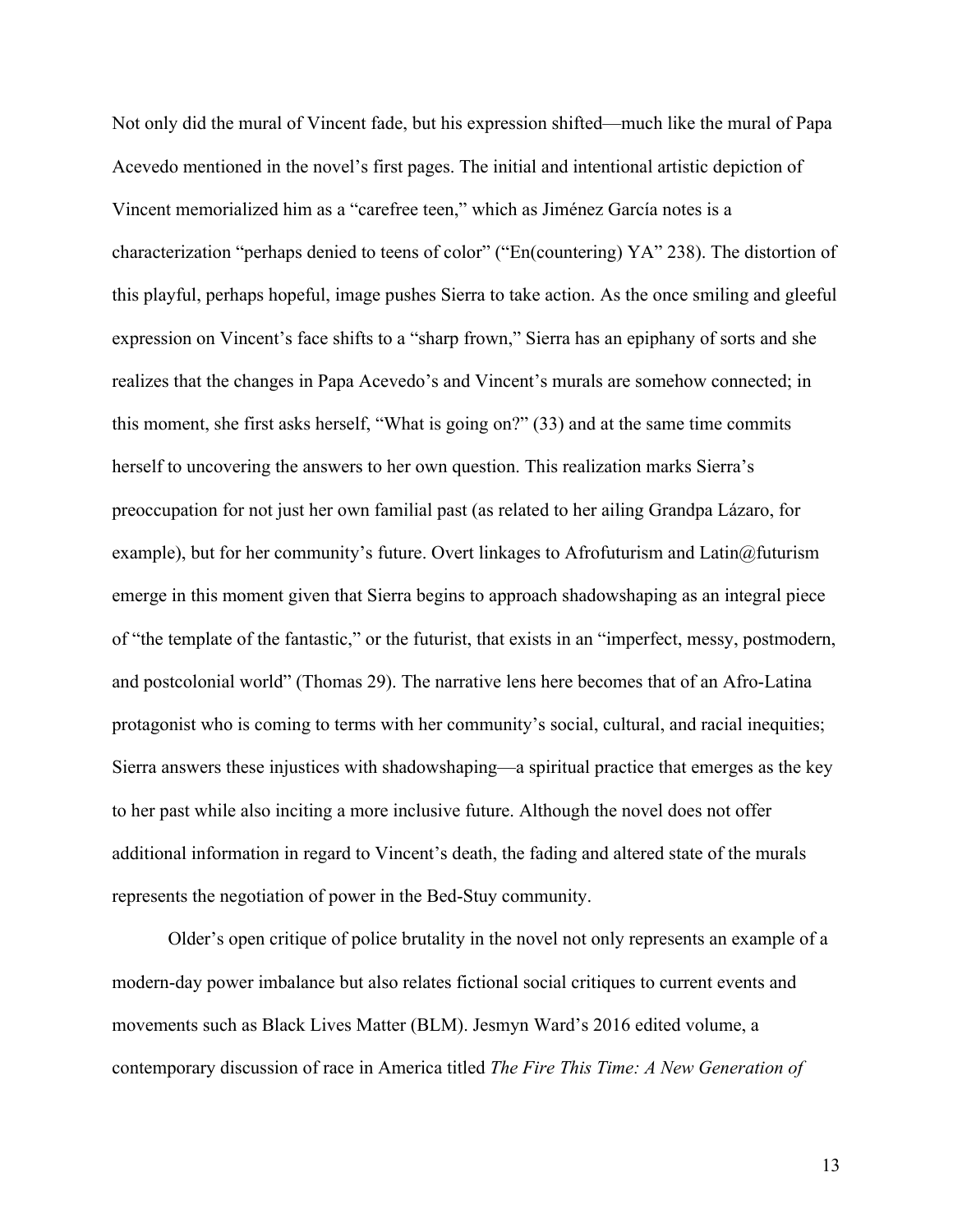Not only did the mural of Vincent fade, but his expression shifted—much like the mural of Papa Acevedo mentioned in the novel's first pages. The initial and intentional artistic depiction of Vincent memorialized him as a "carefree teen," which as Jiménez García notes is a characterization "perhaps denied to teens of color" ("En(countering) YA" 238). The distortion of this playful, perhaps hopeful, image pushes Sierra to take action. As the once smiling and gleeful expression on Vincent's face shifts to a "sharp frown," Sierra has an epiphany of sorts and she realizes that the changes in Papa Acevedo's and Vincent's murals are somehow connected; in this moment, she first asks herself, "What is going on?" (33) and at the same time commits herself to uncovering the answers to her own question. This realization marks Sierra's preoccupation for not just her own familial past (as related to her ailing Grandpa Lázaro, for example), but for her community's future. Overt linkages to Afrofuturism and Latin@futurism emerge in this moment given that Sierra begins to approach shadowshaping as an integral piece of "the template of the fantastic," or the futurist, that exists in an "imperfect, messy, postmodern, and postcolonial world" (Thomas 29). The narrative lens here becomes that of an Afro-Latina protagonist who is coming to terms with her community's social, cultural, and racial inequities; Sierra answers these injustices with shadowshaping—a spiritual practice that emerges as the key to her past while also inciting a more inclusive future. Although the novel does not offer additional information in regard to Vincent's death, the fading and altered state of the murals represents the negotiation of power in the Bed-Stuy community.

Older's open critique of police brutality in the novel not only represents an example of a modern-day power imbalance but also relates fictional social critiques to current events and movements such as Black Lives Matter (BLM). Jesmyn Ward's 2016 edited volume, a contemporary discussion of race in America titled *The Fire This Time: A New Generation of*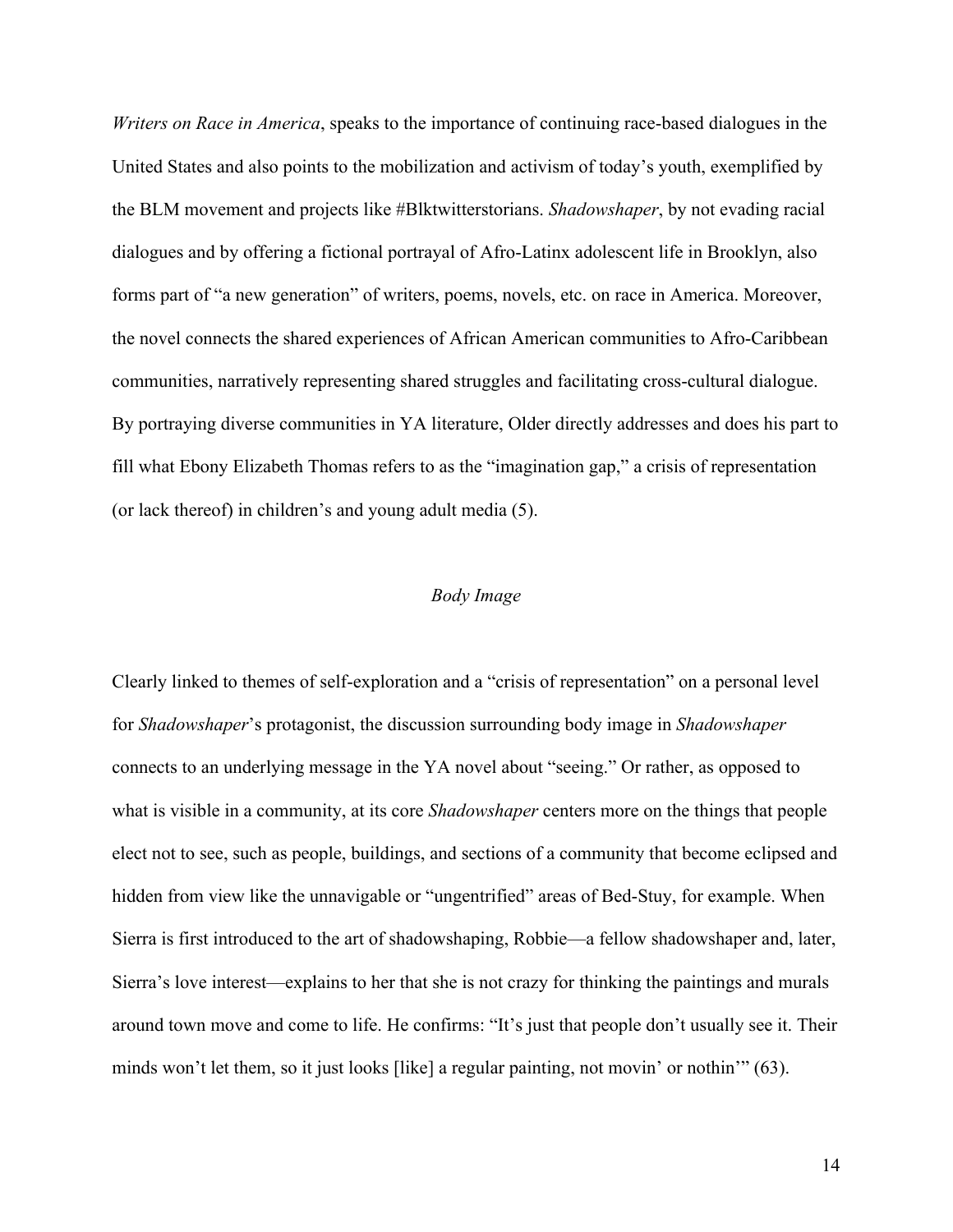*Writers on Race in America*, speaks to the importance of continuing race-based dialogues in the United States and also points to the mobilization and activism of today's youth, exemplified by the BLM movement and projects like #Blktwitterstorians. *Shadowshaper*, by not evading racial dialogues and by offering a fictional portrayal of Afro-Latinx adolescent life in Brooklyn, also forms part of "a new generation" of writers, poems, novels, etc. on race in America. Moreover, the novel connects the shared experiences of African American communities to Afro-Caribbean communities, narratively representing shared struggles and facilitating cross-cultural dialogue. By portraying diverse communities in YA literature, Older directly addresses and does his part to fill what Ebony Elizabeth Thomas refers to as the "imagination gap," a crisis of representation (or lack thereof) in children's and young adult media (5).

### *Body Image*

Clearly linked to themes of self-exploration and a "crisis of representation" on a personal level for *Shadowshaper*'s protagonist, the discussion surrounding body image in *Shadowshaper* connects to an underlying message in the YA novel about "seeing." Or rather, as opposed to what is visible in a community, at its core *Shadowshaper* centers more on the things that people elect not to see, such as people, buildings, and sections of a community that become eclipsed and hidden from view like the unnavigable or "ungentrified" areas of Bed-Stuy, for example. When Sierra is first introduced to the art of shadowshaping, Robbie—a fellow shadowshaper and, later, Sierra's love interest—explains to her that she is not crazy for thinking the paintings and murals around town move and come to life. He confirms: "It's just that people don't usually see it. Their minds won't let them, so it just looks [like] a regular painting, not movin' or nothin'" (63).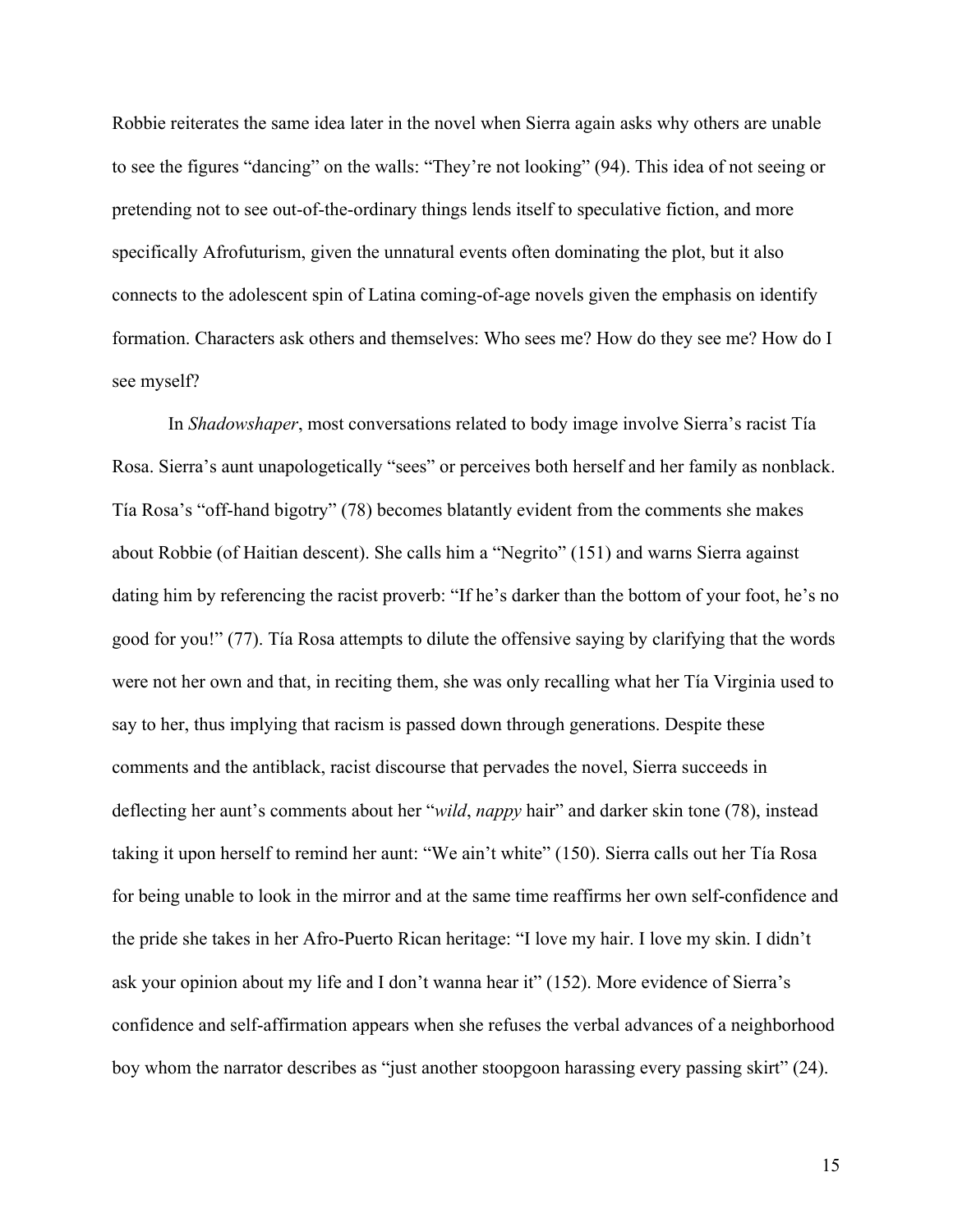Robbie reiterates the same idea later in the novel when Sierra again asks why others are unable to see the figures "dancing" on the walls: "They're not looking" (94). This idea of not seeing or pretending not to see out-of-the-ordinary things lends itself to speculative fiction, and more specifically Afrofuturism, given the unnatural events often dominating the plot, but it also connects to the adolescent spin of Latina coming-of-age novels given the emphasis on identify formation. Characters ask others and themselves: Who sees me? How do they see me? How do I see myself?

In *Shadowshaper*, most conversations related to body image involve Sierra's racist Tía Rosa. Sierra's aunt unapologetically "sees" or perceives both herself and her family as nonblack. Tía Rosa's "off-hand bigotry" (78) becomes blatantly evident from the comments she makes about Robbie (of Haitian descent). She calls him a "Negrito" (151) and warns Sierra against dating him by referencing the racist proverb: "If he's darker than the bottom of your foot, he's no good for you!" (77). Tía Rosa attempts to dilute the offensive saying by clarifying that the words were not her own and that, in reciting them, she was only recalling what her Tía Virginia used to say to her, thus implying that racism is passed down through generations. Despite these comments and the antiblack, racist discourse that pervades the novel, Sierra succeeds in deflecting her aunt's comments about her "*wild*, *nappy* hair" and darker skin tone (78), instead taking it upon herself to remind her aunt: "We ain't white" (150). Sierra calls out her Tía Rosa for being unable to look in the mirror and at the same time reaffirms her own self-confidence and the pride she takes in her Afro-Puerto Rican heritage: "I love my hair. I love my skin. I didn't ask your opinion about my life and I don't wanna hear it" (152). More evidence of Sierra's confidence and self-affirmation appears when she refuses the verbal advances of a neighborhood boy whom the narrator describes as "just another stoopgoon harassing every passing skirt" (24).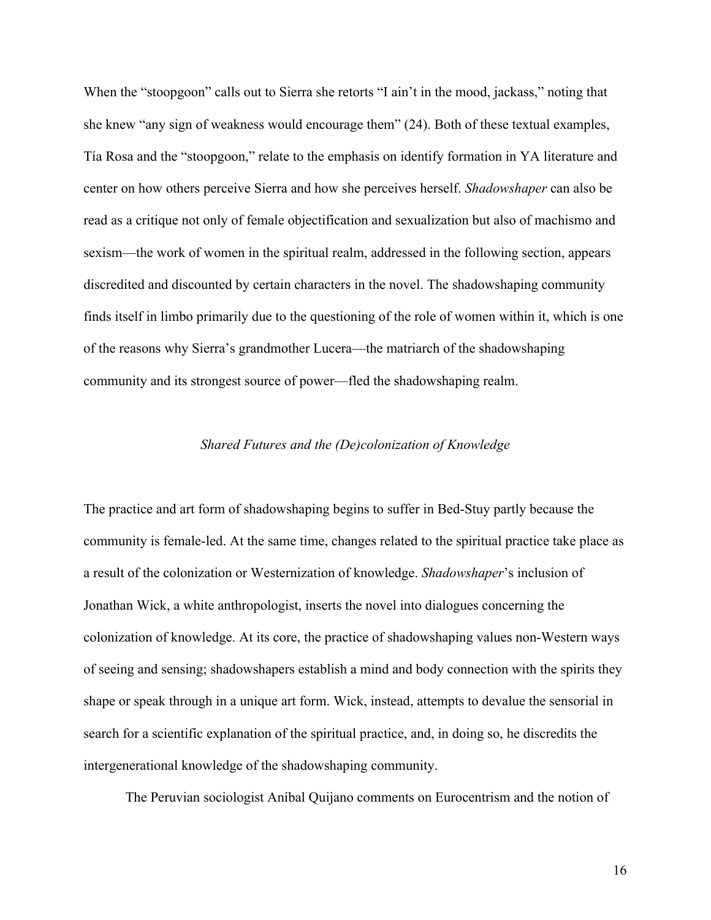When the "stoopgoon" calls out to Sierra she retorts "I ain't in the mood, jackass," noting that she knew "any sign of weakness would encourage them" (24). Both of these textual examples, Tía Rosa and the "stoopgoon," relate to the emphasis on identify formation in YA literature and center on how others perceive Sierra and how she perceives herself. *Shadowshaper* can also be read as a critique not only of female objectification and sexualization but also of machismo and sexism—the work of women in the spiritual realm, addressed in the following section, appears discredited and discounted by certain characters in the novel. The shadowshaping community finds itself in limbo primarily due to the questioning of the role of women within it, which is one of the reasons why Sierra's grandmother Lucera—the matriarch of the shadowshaping community and its strongest source of power—fled the shadowshaping realm.

### *Shared Futures and the (De)colonization of Knowledge*

The practice and art form of shadowshaping begins to suffer in Bed-Stuy partly because the community is female-led. At the same time, changes related to the spiritual practice take place as a result of the colonization or Westernization of knowledge. *Shadowshaper*'s inclusion of Jonathan Wick, a white anthropologist, inserts the novel into dialogues concerning the colonization of knowledge. At its core, the practice of shadowshaping values non-Western ways of seeing and sensing; shadowshapers establish a mind and body connection with the spirits they shape or speak through in a unique art form. Wick, instead, attempts to devalue the sensorial in search for a scientific explanation of the spiritual practice, and, in doing so, he discredits the intergenerational knowledge of the shadowshaping community.

The Peruvian sociologist Aníbal Quijano comments on Eurocentrism and the notion of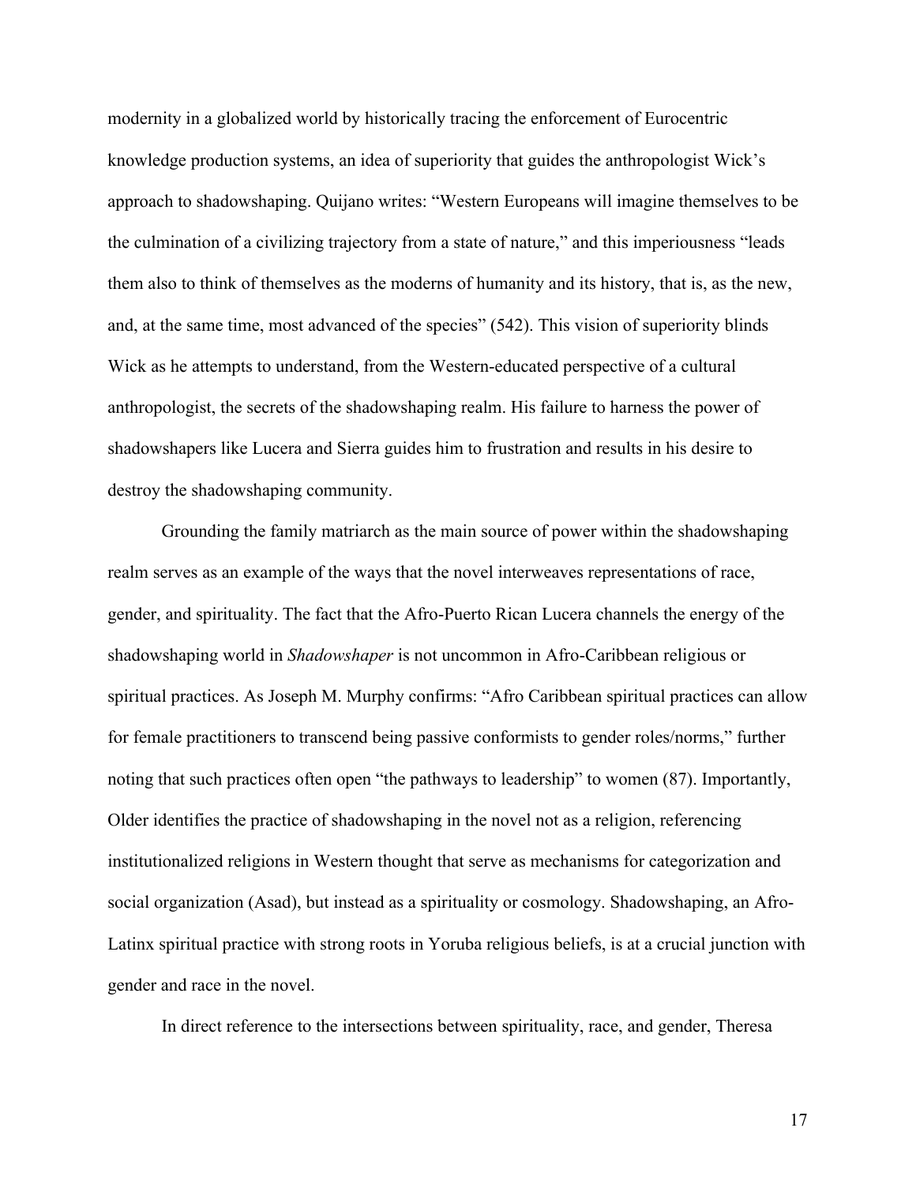modernity in a globalized world by historically tracing the enforcement of Eurocentric knowledge production systems, an idea of superiority that guides the anthropologist Wick's approach to shadowshaping. Quijano writes: "Western Europeans will imagine themselves to be the culmination of a civilizing trajectory from a state of nature," and this imperiousness "leads them also to think of themselves as the moderns of humanity and its history, that is, as the new, and, at the same time, most advanced of the species" (542). This vision of superiority blinds Wick as he attempts to understand, from the Western-educated perspective of a cultural anthropologist, the secrets of the shadowshaping realm. His failure to harness the power of shadowshapers like Lucera and Sierra guides him to frustration and results in his desire to destroy the shadowshaping community.

Grounding the family matriarch as the main source of power within the shadowshaping realm serves as an example of the ways that the novel interweaves representations of race, gender, and spirituality. The fact that the Afro-Puerto Rican Lucera channels the energy of the shadowshaping world in *Shadowshaper* is not uncommon in Afro-Caribbean religious or spiritual practices. As Joseph M. Murphy confirms: "Afro Caribbean spiritual practices can allow for female practitioners to transcend being passive conformists to gender roles/norms," further noting that such practices often open "the pathways to leadership" to women (87). Importantly, Older identifies the practice of shadowshaping in the novel not as a religion, referencing institutionalized religions in Western thought that serve as mechanisms for categorization and social organization (Asad), but instead as a spirituality or cosmology. Shadowshaping, an Afro-Latinx spiritual practice with strong roots in Yoruba religious beliefs, is at a crucial junction with gender and race in the novel.

In direct reference to the intersections between spirituality, race, and gender, Theresa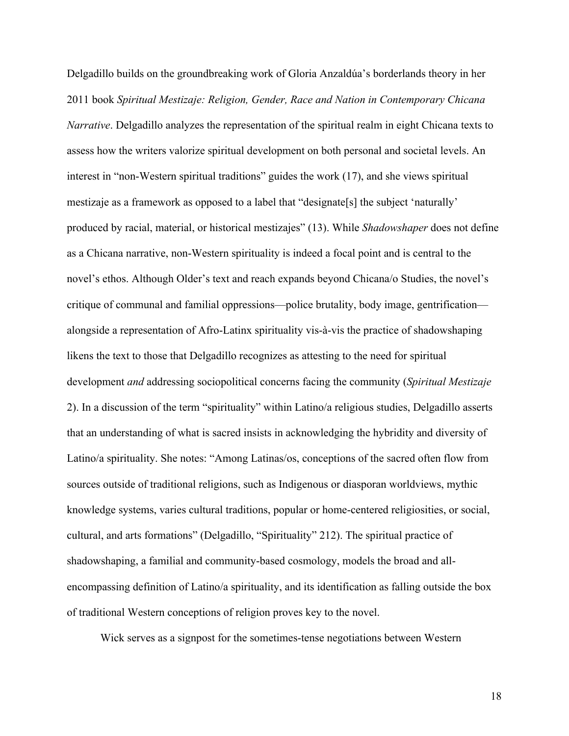Delgadillo builds on the groundbreaking work of Gloria Anzaldúa's borderlands theory in her 2011 book *Spiritual Mestizaje: Religion, Gender, Race and Nation in Contemporary Chicana Narrative*. Delgadillo analyzes the representation of the spiritual realm in eight Chicana texts to assess how the writers valorize spiritual development on both personal and societal levels. An interest in "non-Western spiritual traditions" guides the work (17), and she views spiritual mestizaje as a framework as opposed to a label that "designate[s] the subject 'naturally' produced by racial, material, or historical mestizajes" (13). While *Shadowshaper* does not define as a Chicana narrative, non-Western spirituality is indeed a focal point and is central to the novel's ethos. Although Older's text and reach expands beyond Chicana/o Studies, the novel's critique of communal and familial oppressions—police brutality, body image, gentrification—alongside a representation of Afro-Latinx spirituality vis-à-vis the practice of shadowshaping likens the text to those that Delgadillo recognizes as attesting to the need for spiritual development *and* addressing sociopolitical concerns facing the community (*Spiritual Mestizaje* 2). In a discussion of the term "spirituality" within Latino/a religious studies, Delgadillo asserts that an understanding of what is sacred insists in acknowledging the hybridity and diversity of Latino/a spirituality. She notes: "Among Latinas/os, conceptions of the sacred often flow from sources outside of traditional religions, such as Indigenous or diasporan worldviews, mythic knowledge systems, varies cultural traditions, popular or home-centered religiosities, or social, cultural, and arts formations" (Delgadillo, "Spirituality" 212). The spiritual practice of shadowshaping, a familial and community-based cosmology, models the broad and all-encompassing definition of Latino/a spirituality, and its identification as falling outside the box of traditional Western conceptions of religion proves key to the novel.

Wick serves as a signpost for the sometimes-tense negotiations between Western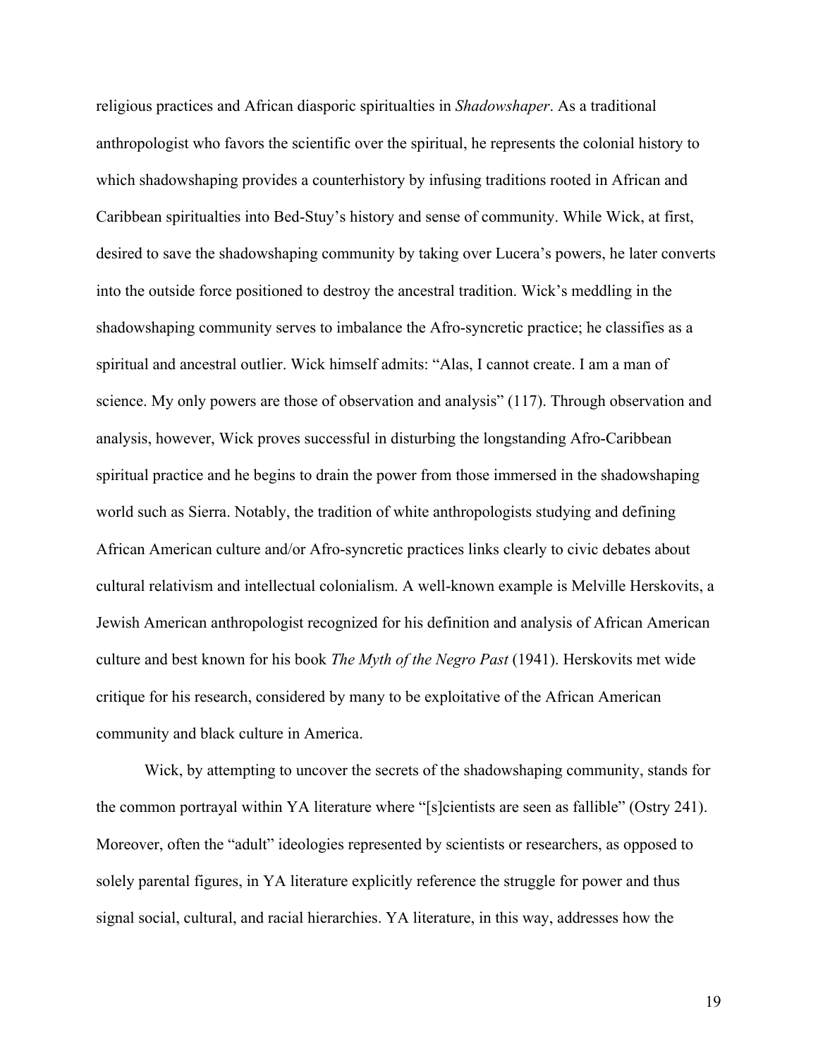religious practices and African diasporic spiritualties in *Shadowshaper*. As a traditional anthropologist who favors the scientific over the spiritual, he represents the colonial history to which shadowshaping provides a counterhistory by infusing traditions rooted in African and Caribbean spiritualties into Bed-Stuy's history and sense of community. While Wick, at first, desired to save the shadowshaping community by taking over Lucera's powers, he later converts into the outside force positioned to destroy the ancestral tradition. Wick's meddling in the shadowshaping community serves to imbalance the Afro-syncretic practice; he classifies as a spiritual and ancestral outlier. Wick himself admits: "Alas, I cannot create. I am a man of science. My only powers are those of observation and analysis" (117). Through observation and analysis, however, Wick proves successful in disturbing the longstanding Afro-Caribbean spiritual practice and he begins to drain the power from those immersed in the shadowshaping world such as Sierra. Notably, the tradition of white anthropologists studying and defining African American culture and/or Afro-syncretic practices links clearly to civic debates about cultural relativism and intellectual colonialism. A well-known example is Melville Herskovits, a Jewish American anthropologist recognized for his definition and analysis of African American culture and best known for his book *The Myth of the Negro Past* (1941). Herskovits met wide critique for his research, considered by many to be exploitative of the African American community and black culture in America.

Wick, by attempting to uncover the secrets of the shadowshaping community, stands for the common portrayal within YA literature where "[s]cientists are seen as fallible" (Ostry 241). Moreover, often the "adult" ideologies represented by scientists or researchers, as opposed to solely parental figures, in YA literature explicitly reference the struggle for power and thus signal social, cultural, and racial hierarchies. YA literature, in this way, addresses how the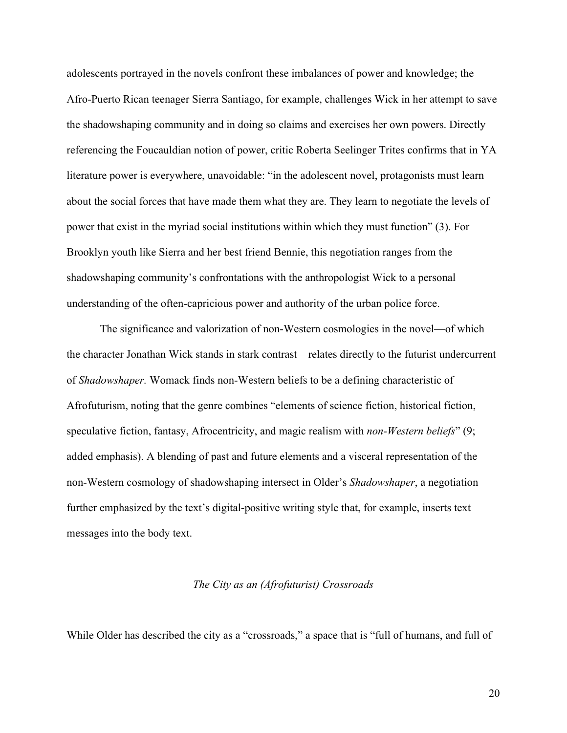adolescents portrayed in the novels confront these imbalances of power and knowledge; the Afro-Puerto Rican teenager Sierra Santiago, for example, challenges Wick in her attempt to save the shadowshaping community and in doing so claims and exercises her own powers. Directly referencing the Foucauldian notion of power, critic Roberta Seelinger Trites confirms that in YA literature power is everywhere, unavoidable: "in the adolescent novel, protagonists must learn about the social forces that have made them what they are. They learn to negotiate the levels of power that exist in the myriad social institutions within which they must function" (3). For Brooklyn youth like Sierra and her best friend Bennie, this negotiation ranges from the shadowshaping community's confrontations with the anthropologist Wick to a personal understanding of the often-capricious power and authority of the urban police force.

The significance and valorization of non-Western cosmologies in the novel—of which the character Jonathan Wick stands in stark contrast—relates directly to the futurist undercurrent of *Shadowshaper.* Womack finds non-Western beliefs to be a defining characteristic of Afrofuturism, noting that the genre combines "elements of science fiction, historical fiction, speculative fiction, fantasy, Afrocentricity, and magic realism with *non-Western beliefs*" (9; added emphasis). A blending of past and future elements and a visceral representation of the non-Western cosmology of shadowshaping intersect in Older's *Shadowshaper*, a negotiation further emphasized by the text's digital-positive writing style that, for example, inserts text messages into the body text.

## *The City as an (Afrofuturist) Crossroads*

While Older has described the city as a "crossroads," a space that is "full of humans, and full of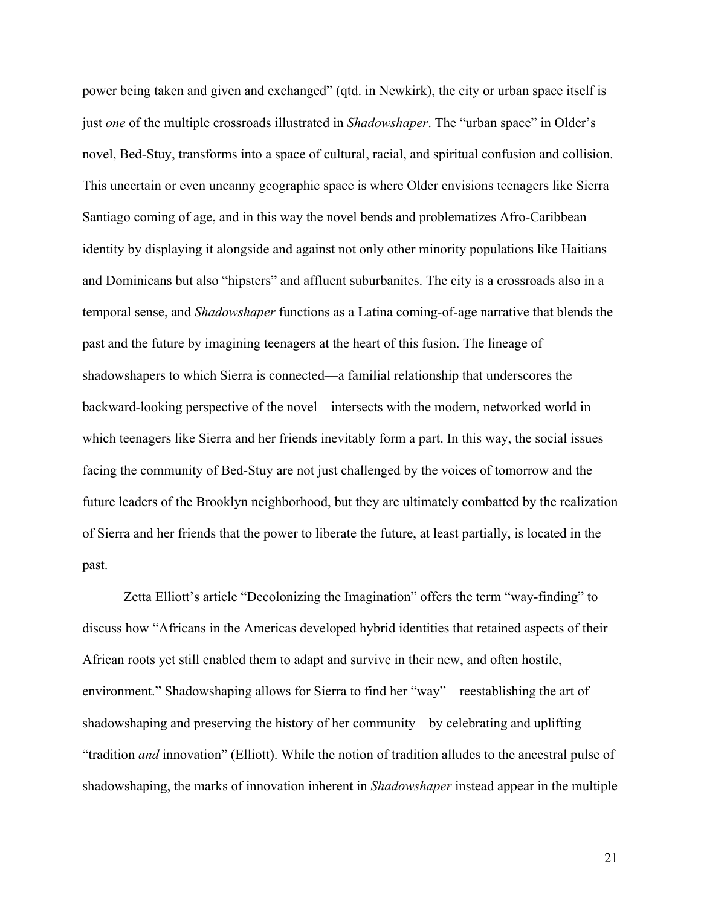power being taken and given and exchanged" (qtd. in Newkirk), the city or urban space itself is just *one* of the multiple crossroads illustrated in *Shadowshaper*. The "urban space" in Older's novel, Bed-Stuy, transforms into a space of cultural, racial, and spiritual confusion and collision. This uncertain or even uncanny geographic space is where Older envisions teenagers like Sierra Santiago coming of age, and in this way the novel bends and problematizes Afro-Caribbean identity by displaying it alongside and against not only other minority populations like Haitians and Dominicans but also "hipsters" and affluent suburbanites. The city is a crossroads also in a temporal sense, and *Shadowshaper* functions as a Latina coming-of-age narrative that blends the past and the future by imagining teenagers at the heart of this fusion. The lineage of shadowshapers to which Sierra is connected—a familial relationship that underscores the backward-looking perspective of the novel—intersects with the modern, networked world in which teenagers like Sierra and her friends inevitably form a part. In this way, the social issues facing the community of Bed-Stuy are not just challenged by the voices of tomorrow and the future leaders of the Brooklyn neighborhood, but they are ultimately combatted by the realization of Sierra and her friends that the power to liberate the future, at least partially, is located in the past.

Zetta Elliott's article "Decolonizing the Imagination" offers the term "way-finding" to discuss how "Africans in the Americas developed hybrid identities that retained aspects of their African roots yet still enabled them to adapt and survive in their new, and often hostile, environment." Shadowshaping allows for Sierra to find her "way"—reestablishing the art of shadowshaping and preserving the history of her community—by celebrating and uplifting "tradition *and* innovation" (Elliott). While the notion of tradition alludes to the ancestral pulse of shadowshaping, the marks of innovation inherent in *Shadowshaper* instead appear in the multiple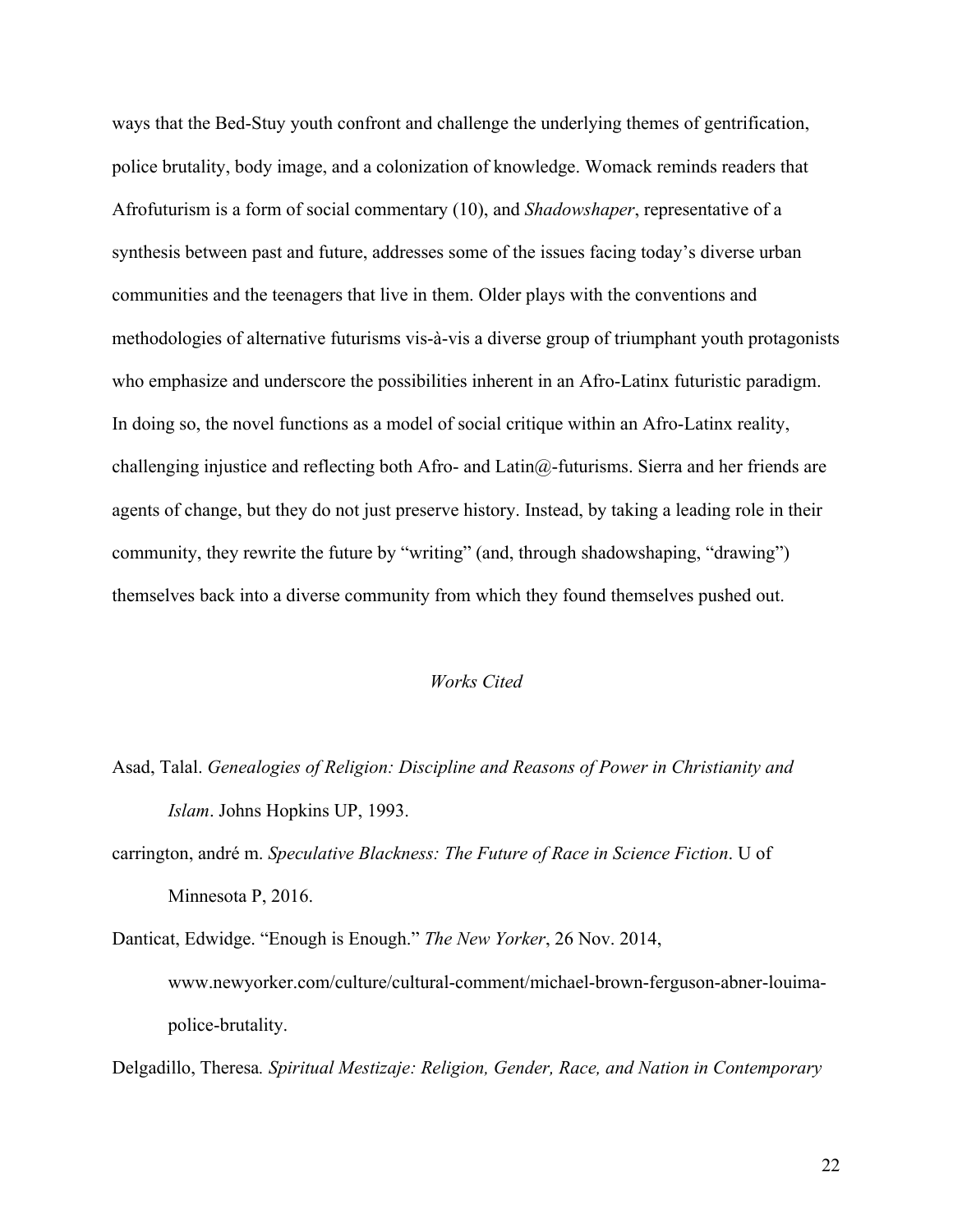ways that the Bed-Stuy youth confront and challenge the underlying themes of gentrification, police brutality, body image, and a colonization of knowledge. Womack reminds readers that Afrofuturism is a form of social commentary (10), and *Shadowshaper*, representative of a synthesis between past and future, addresses some of the issues facing today's diverse urban communities and the teenagers that live in them. Older plays with the conventions and methodologies of alternative futurisms vis-à-vis a diverse group of triumphant youth protagonists who emphasize and underscore the possibilities inherent in an Afro-Latinx futuristic paradigm. In doing so, the novel functions as a model of social critique within an Afro-Latinx reality, challenging injustice and reflecting both Afro- and Latin@-futurisms. Sierra and her friends are agents of change, but they do not just preserve history. Instead, by taking a leading role in their community, they rewrite the future by "writing" (and, through shadowshaping, "drawing") themselves back into a diverse community from which they found themselves pushed out.

## *Works Cited*

Asad, Talal. *Genealogies of Religion: Discipline and Reasons of Power in Christianity and Islam*. Johns Hopkins UP, 1993.

carrington, andré m. *Speculative Blackness: The Future of Race in Science Fiction*. U of Minnesota P, 2016.

Danticat, Edwidge. "Enough is Enough." *The New Yorker*, 26 Nov. 2014, www.newyorker.com/culture/cultural-comment/michael-brown-ferguson-abner-louima-police-brutality.

Delgadillo, Theresa. *Spiritual Mestizaje: Religion, Gender, Race, and Nation in Contemporary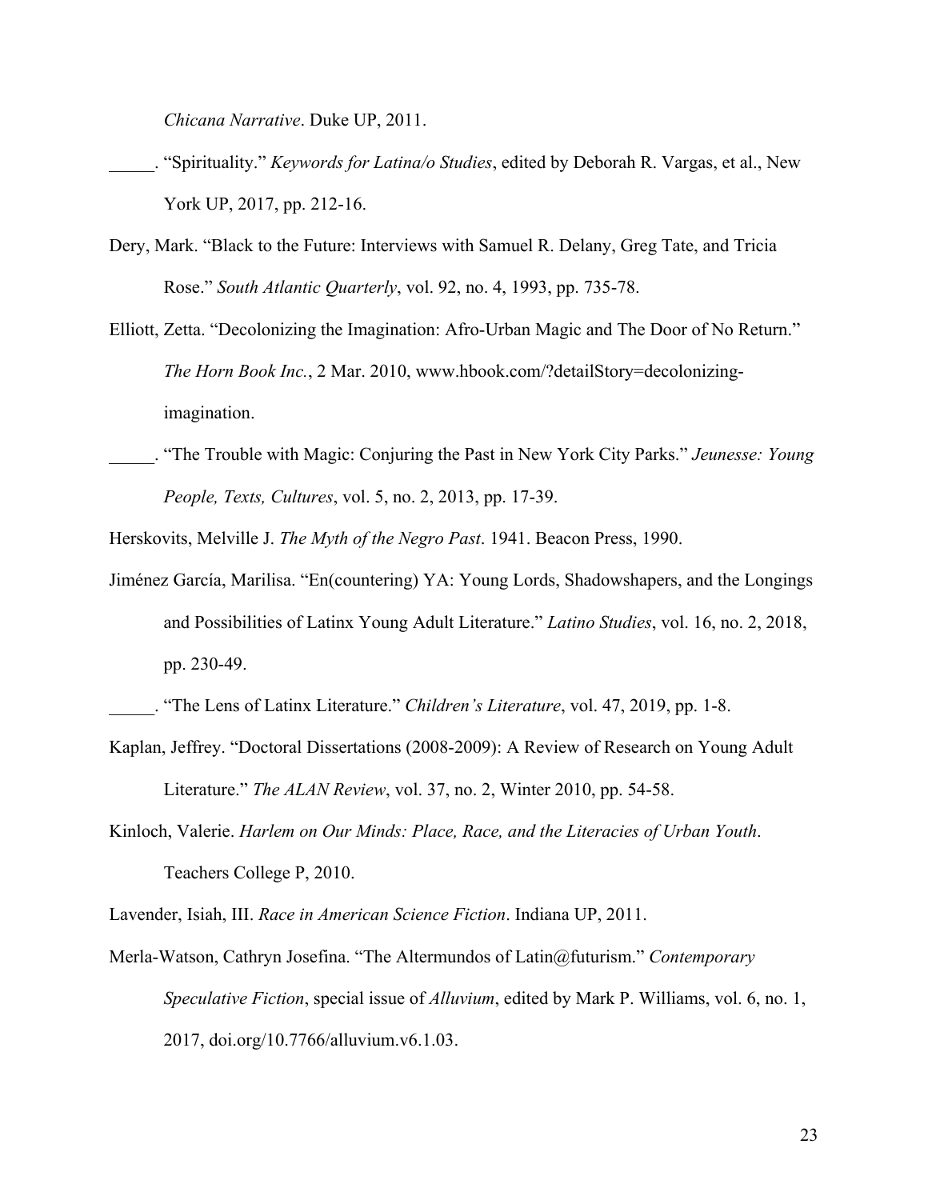*Chicana Narrative*. Duke UP, 2011.

_____. "Spirituality." *Keywords for Latina/o Studies*, edited by Deborah R. Vargas, et al., New York UP, 2017, pp. 212-16.

Dery, Mark. "Black to the Future: Interviews with Samuel R. Delany, Greg Tate, and Tricia Rose." *South Atlantic Quarterly*, vol. 92, no. 4, 1993, pp. 735-78.

Elliott, Zetta. "Decolonizing the Imagination: Afro-Urban Magic and The Door of No Return." *The Horn Book Inc.*, 2 Mar. 2010, www.hbook.com/?detailStory=decolonizing-imagination.

_____. "The Trouble with Magic: Conjuring the Past in New York City Parks." *Jeunesse: Young People, Texts, Cultures*, vol. 5, no. 2, 2013, pp. 17-39.

Herskovits, Melville J. *The Myth of the Negro Past*. 1941. Beacon Press, 1990.

Jiménez García, Marilisa. "En(countering) YA: Young Lords, Shadowshapers, and the Longings and Possibilities of Latinx Young Adult Literature." *Latino Studies*, vol. 16, no. 2, 2018, pp. 230-49.

_____. "The Lens of Latinx Literature." *Children's Literature*, vol. 47, 2019, pp. 1-8.

Kaplan, Jeffrey. "Doctoral Dissertations (2008-2009): A Review of Research on Young Adult Literature." *The ALAN Review*, vol. 37, no. 2, Winter 2010, pp. 54-58.

Kinloch, Valerie. *Harlem on Our Minds: Place, Race, and the Literacies of Urban Youth*. Teachers College P, 2010.

Lavender, Isiah, III. *Race in American Science Fiction*. Indiana UP, 2011.

Merla-Watson, Cathryn Josefina. "The Altermundos of Latin@futurism." *Contemporary Speculative Fiction*, special issue of *Alluvium*, edited by Mark P. Williams, vol. 6, no. 1, 2017, doi.org/10.7766/alluvium.v6.1.03.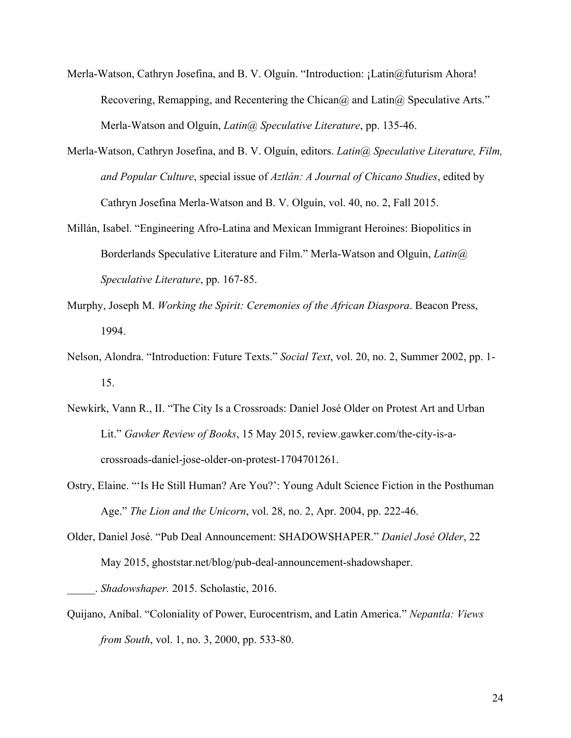Merla-Watson, Cathryn Josefina, and B. V. Olguín. "Introduction: ¡Latin@futurism Ahora! Recovering, Remapping, and Recentering the Chican@ and Latin@ Speculative Arts." Merla-Watson and Olguín, *Latin@ Speculative Literature*, pp. 135-46.

Merla-Watson, Cathryn Josefina, and B. V. Olguín, editors. *Latin@ Speculative Literature, Film, and Popular Culture*, special issue of *Aztlán: A Journal of Chicano Studies*, edited by Cathryn Josefina Merla-Watson and B. V. Olguín, vol. 40, no. 2, Fall 2015.

Millán, Isabel. "Engineering Afro-Latina and Mexican Immigrant Heroines: Biopolitics in Borderlands Speculative Literature and Film." Merla-Watson and Olguín, *Latin@ Speculative Literature*, pp. 167-85.

Murphy, Joseph M. *Working the Spirit: Ceremonies of the African Diaspora*. Beacon Press, 1994.

Nelson, Alondra. "Introduction: Future Texts." *Social Text*, vol. 20, no. 2, Summer 2002, pp. 1-15.

Newkirk, Vann R., II. "The City Is a Crossroads: Daniel José Older on Protest Art and Urban Lit." *Gawker Review of Books*, 15 May 2015, review.gawker.com/the-city-is-a-crossroads-daniel-jose-older-on-protest-1704701261.

Ostry, Elaine. "'Is He Still Human? Are You?': Young Adult Science Fiction in the Posthuman Age." *The Lion and the Unicorn*, vol. 28, no. 2, Apr. 2004, pp. 222-46.

Older, Daniel José. "Pub Deal Announcement: SHADOWSHAPER." *Daniel José Older*, 22 May 2015, ghoststar.net/blog/pub-deal-announcement-shadowshaper.

_____. *Shadowshaper.* 2015. Scholastic, 2016.

Quijano, Aníbal. "Coloniality of Power, Eurocentrism, and Latin America." *Nepantla: Views from South*, vol. 1, no. 3, 2000, pp. 533-80.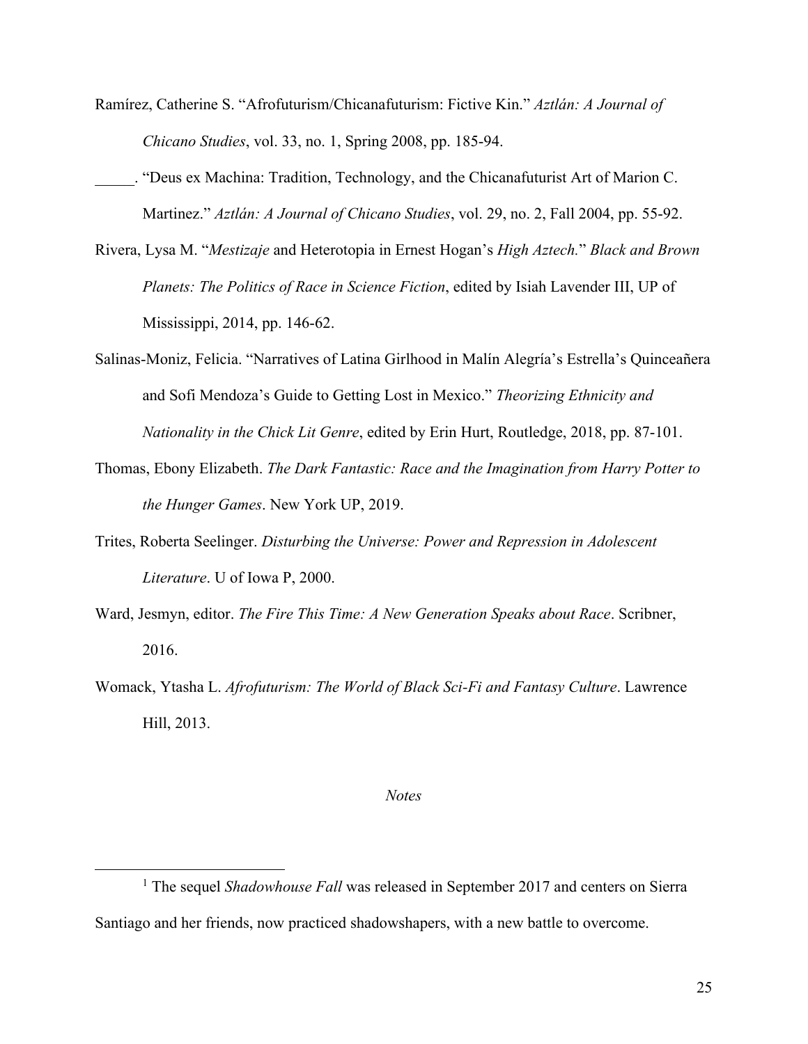Ramírez, Catherine S. "Afrofuturism/Chicanafuturism: Fictive Kin." *Aztlán: A Journal of Chicano Studies*, vol. 33, no. 1, Spring 2008, pp. 185-94.

_____. "Deus ex Machina: Tradition, Technology, and the Chicanafuturist Art of Marion C. Martinez." *Aztlán: A Journal of Chicano Studies*, vol. 29, no. 2, Fall 2004, pp. 55-92.

Rivera, Lysa M. "*Mestizaje* and Heterotopia in Ernest Hogan's *High Aztech.*" *Black and Brown Planets: The Politics of Race in Science Fiction*, edited by Isiah Lavender III, UP of Mississippi, 2014, pp. 146-62.

Salinas-Moniz, Felicia. "Narratives of Latina Girlhood in Malín Alegría's Estrella's Quinceañera and Sofi Mendoza's Guide to Getting Lost in Mexico." *Theorizing Ethnicity and Nationality in the Chick Lit Genre*, edited by Erin Hurt, Routledge, 2018, pp. 87-101.

Thomas, Ebony Elizabeth. *The Dark Fantastic: Race and the Imagination from Harry Potter to the Hunger Games*. New York UP, 2019.

Trites, Roberta Seelinger. *Disturbing the Universe: Power and Repression in Adolescent Literature*. U of Iowa P, 2000.

Ward, Jesmyn, editor. *The Fire This Time: A New Generation Speaks about Race*. Scribner, 2016.

Womack, Ytasha L. *Afrofuturism: The World of Black Sci-Fi and Fantasy Culture*. Lawrence Hill, 2013.

*Notes*

---

[1] The sequel *Shadowhouse Fall* was released in September 2017 and centers on Sierra Santiago and her friends, now practiced shadowshapers, with a new battle to overcome.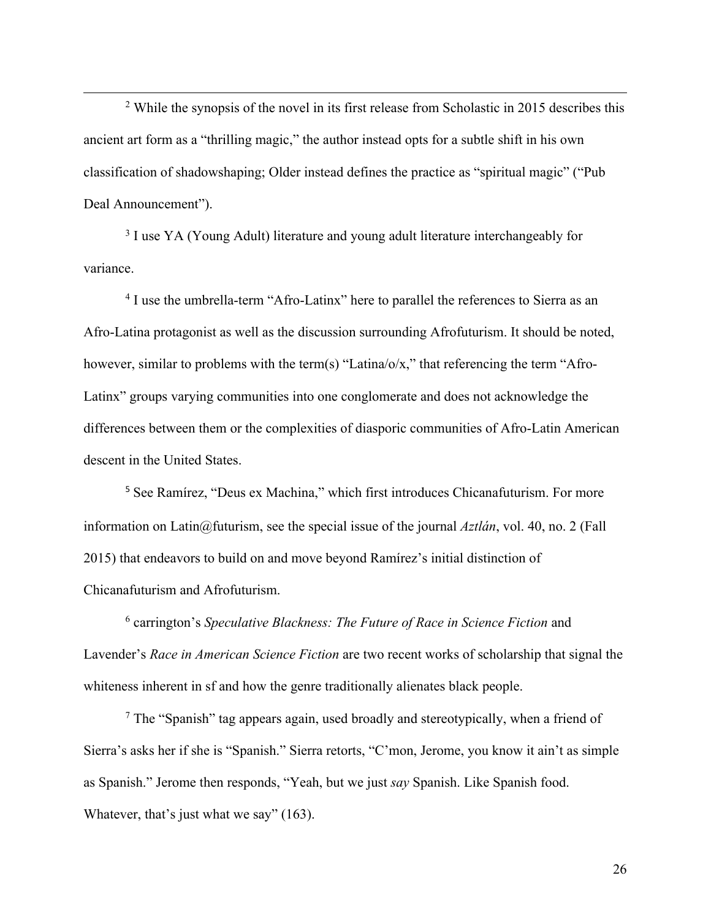[2] While the synopsis of the novel in its first release from Scholastic in 2015 describes this ancient art form as a "thrilling magic," the author instead opts for a subtle shift in his own classification of shadowshaping; Older instead defines the practice as "spiritual magic" ("Pub Deal Announcement").

[3] I use YA (Young Adult) literature and young adult literature interchangeably for variance.

[4] I use the umbrella-term "Afro-Latinx" here to parallel the references to Sierra as an Afro-Latina protagonist as well as the discussion surrounding Afrofuturism. It should be noted, however, similar to problems with the term(s) "Latina/o/x," that referencing the term "Afro-Latinx" groups varying communities into one conglomerate and does not acknowledge the differences between them or the complexities of diasporic communities of Afro-Latin American descent in the United States.

[5] See Ramírez, "Deus ex Machina," which first introduces Chicanafuturism. For more information on Latin@futurism, see the special issue of the journal *Aztlán*, vol. 40, no. 2 (Fall 2015) that endeavors to build on and move beyond Ramírez's initial distinction of Chicanafuturism and Afrofuturism.

[6] carrington's *Speculative Blackness: The Future of Race in Science Fiction* and Lavender's *Race in American Science Fiction* are two recent works of scholarship that signal the whiteness inherent in sf and how the genre traditionally alienates black people.

[7] The "Spanish" tag appears again, used broadly and stereotypically, when a friend of Sierra's asks her if she is "Spanish." Sierra retorts, "C'mon, Jerome, you know it ain't as simple as Spanish." Jerome then responds, "Yeah, but we just *say* Spanish. Like Spanish food. Whatever, that's just what we say" (163).